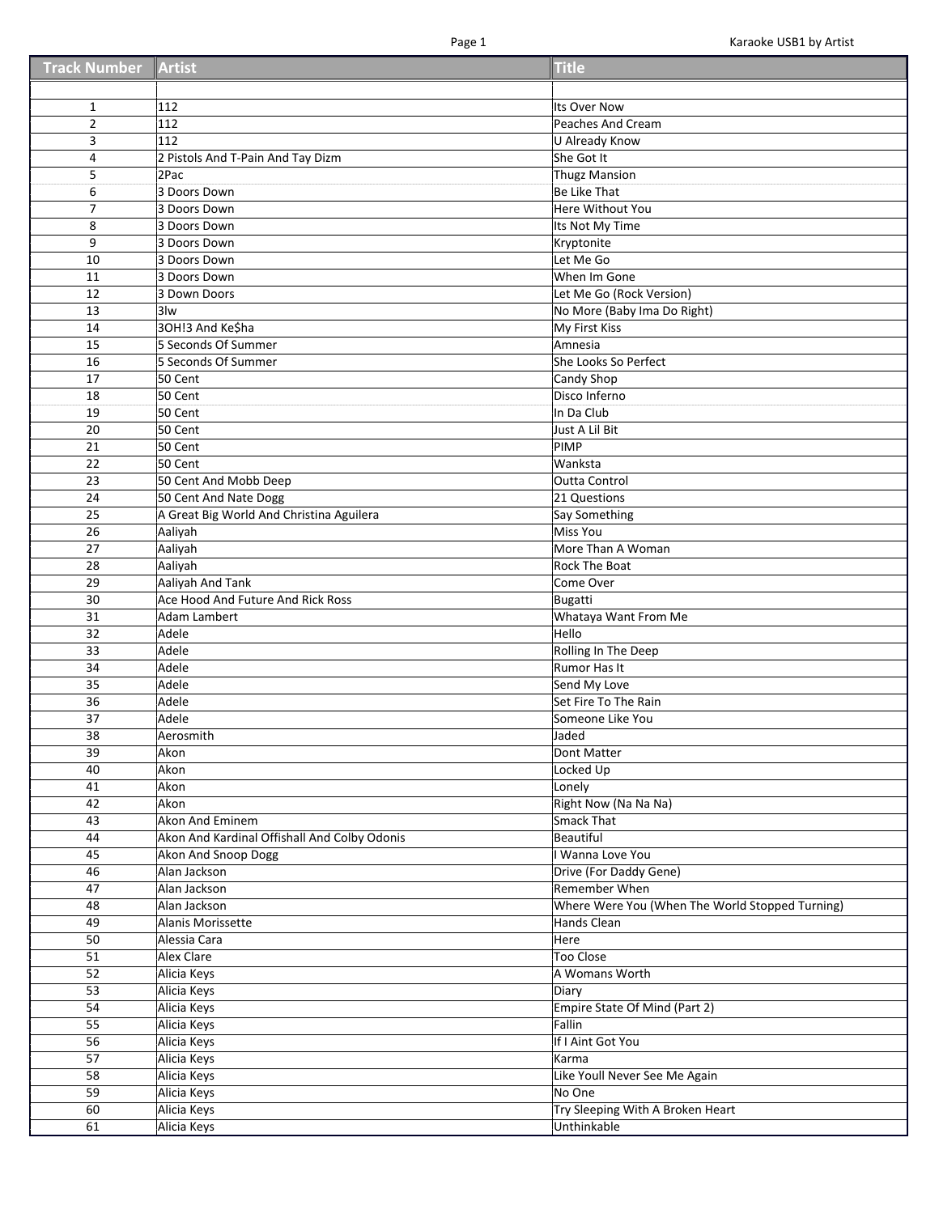| Track Number | Artist | Title |
|---|---|---|
| | | |
| 1 | 112 | Its Over Now |
| 2 | 112 | Peaches And Cream |
| 3 | 112 | U Already Know |
| 4 | 2 Pistols And T-Pain And Tay Dizm | She Got It |
| 5 | 2Pac | Thugz Mansion |
| 6 | 3 Doors Down | Be Like That |
| 7 | 3 Doors Down | Here Without You |
| 8 | 3 Doors Down | Its Not My Time |
| 9 | 3 Doors Down | Kryptonite |
| 10 | 3 Doors Down | Let Me Go |
| 11 | 3 Doors Down | When Im Gone |
| 12 | 3 Down Doors | Let Me Go (Rock Version) |
| 13 | 3lw | No More (Baby Ima Do Right) |
| 14 | 3OH!3 And Ke$ha | My First Kiss |
| 15 | 5 Seconds Of Summer | Amnesia |
| 16 | 5 Seconds Of Summer | She Looks So Perfect |
| 17 | 50 Cent | Candy Shop |
| 18 | 50 Cent | Disco Inferno |
| 19 | 50 Cent | In Da Club |
| 20 | 50 Cent | Just A Lil Bit |
| 21 | 50 Cent | PIMP |
| 22 | 50 Cent | Wanksta |
| 23 | 50 Cent And Mobb Deep | Outta Control |
| 24 | 50 Cent And Nate Dogg | 21 Questions |
| 25 | A Great Big World And Christina Aguilera | Say Something |
| 26 | Aaliyah | Miss You |
| 27 | Aaliyah | More Than A Woman |
| 28 | Aaliyah | Rock The Boat |
| 29 | Aaliyah And Tank | Come Over |
| 30 | Ace Hood And Future And Rick Ross | Bugatti |
| 31 | Adam Lambert | Whataya Want From Me |
| 32 | Adele | Hello |
| 33 | Adele | Rolling In The Deep |
| 34 | Adele | Rumor Has It |
| 35 | Adele | Send My Love |
| 36 | Adele | Set Fire To The Rain |
| 37 | Adele | Someone Like You |
| 38 | Aerosmith | Jaded |
| 39 | Akon | Dont Matter |
| 40 | Akon | Locked Up |
| 41 | Akon | Lonely |
| 42 | Akon | Right Now (Na Na Na) |
| 43 | Akon And Eminem | Smack That |
| 44 | Akon And Kardinal Offishall And Colby Odonis | Beautiful |
| 45 | Akon And Snoop Dogg | I Wanna Love You |
| 46 | Alan Jackson | Drive (For Daddy Gene) |
| 47 | Alan Jackson | Remember When |
| 48 | Alan Jackson | Where Were You (When The World Stopped Turning) |
| 49 | Alanis Morissette | Hands Clean |
| 50 | Alessia Cara | Here |
| 51 | Alex Clare | Too Close |
| 52 | Alicia Keys | A Womans Worth |
| 53 | Alicia Keys | Diary |
| 54 | Alicia Keys | Empire State Of Mind (Part 2) |
| 55 | Alicia Keys | Fallin |
| 56 | Alicia Keys | If I Aint Got You |
| 57 | Alicia Keys | Karma |
| 58 | Alicia Keys | Like Youll Never See Me Again |
| 59 | Alicia Keys | No One |
| 60 | Alicia Keys | Try Sleeping With A Broken Heart |
| 61 | Alicia Keys | Unthinkable |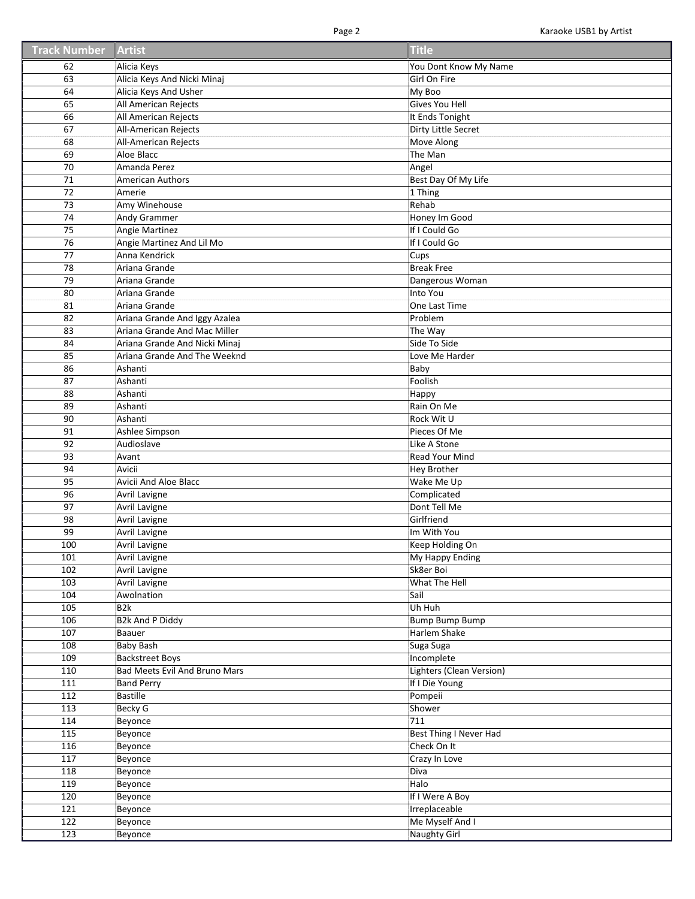| Track Number | Artist | Title |
| --- | --- | --- |
| 62 | Alicia Keys | You Dont Know My Name |
| 63 | Alicia Keys And Nicki Minaj | Girl On Fire |
| 64 | Alicia Keys And Usher | My Boo |
| 65 | All American Rejects | Gives You Hell |
| 66 | All American Rejects | It Ends Tonight |
| 67 | All-American Rejects | Dirty Little Secret |
| 68 | All-American Rejects | Move Along |
| 69 | Aloe Blacc | The Man |
| 70 | Amanda Perez | Angel |
| 71 | American Authors | Best Day Of My Life |
| 72 | Amerie | 1 Thing |
| 73 | Amy Winehouse | Rehab |
| 74 | Andy Grammer | Honey Im Good |
| 75 | Angie Martinez | If I Could Go |
| 76 | Angie Martinez And Lil Mo | If I Could Go |
| 77 | Anna Kendrick | Cups |
| 78 | Ariana Grande | Break Free |
| 79 | Ariana Grande | Dangerous Woman |
| 80 | Ariana Grande | Into You |
| 81 | Ariana Grande | One Last Time |
| 82 | Ariana Grande And Iggy Azalea | Problem |
| 83 | Ariana Grande And Mac Miller | The Way |
| 84 | Ariana Grande And Nicki Minaj | Side To Side |
| 85 | Ariana Grande And The Weeknd | Love Me Harder |
| 86 | Ashanti | Baby |
| 87 | Ashanti | Foolish |
| 88 | Ashanti | Happy |
| 89 | Ashanti | Rain On Me |
| 90 | Ashanti | Rock Wit U |
| 91 | Ashlee Simpson | Pieces Of Me |
| 92 | Audioslave | Like A Stone |
| 93 | Avant | Read Your Mind |
| 94 | Avicii | Hey Brother |
| 95 | Avicii And Aloe Blacc | Wake Me Up |
| 96 | Avril Lavigne | Complicated |
| 97 | Avril Lavigne | Dont Tell Me |
| 98 | Avril Lavigne | Girlfriend |
| 99 | Avril Lavigne | Im With You |
| 100 | Avril Lavigne | Keep Holding On |
| 101 | Avril Lavigne | My Happy Ending |
| 102 | Avril Lavigne | Sk8er Boi |
| 103 | Avril Lavigne | What The Hell |
| 104 | Awolnation | Sail |
| 105 | B2k | Uh Huh |
| 106 | B2k And P Diddy | Bump Bump Bump |
| 107 | Baauer | Harlem Shake |
| 108 | Baby Bash | Suga Suga |
| 109 | Backstreet Boys | Incomplete |
| 110 | Bad Meets Evil And Bruno Mars | Lighters (Clean Version) |
| 111 | Band Perry | If I Die Young |
| 112 | Bastille | Pompeii |
| 113 | Becky G | Shower |
| 114 | Beyonce | 711 |
| 115 | Beyonce | Best Thing I Never Had |
| 116 | Beyonce | Check On It |
| 117 | Beyonce | Crazy In Love |
| 118 | Beyonce | Diva |
| 119 | Beyonce | Halo |
| 120 | Beyonce | If I Were A Boy |
| 121 | Beyonce | Irreplaceable |
| 122 | Beyonce | Me Myself And I |
| 123 | Beyonce | Naughty Girl |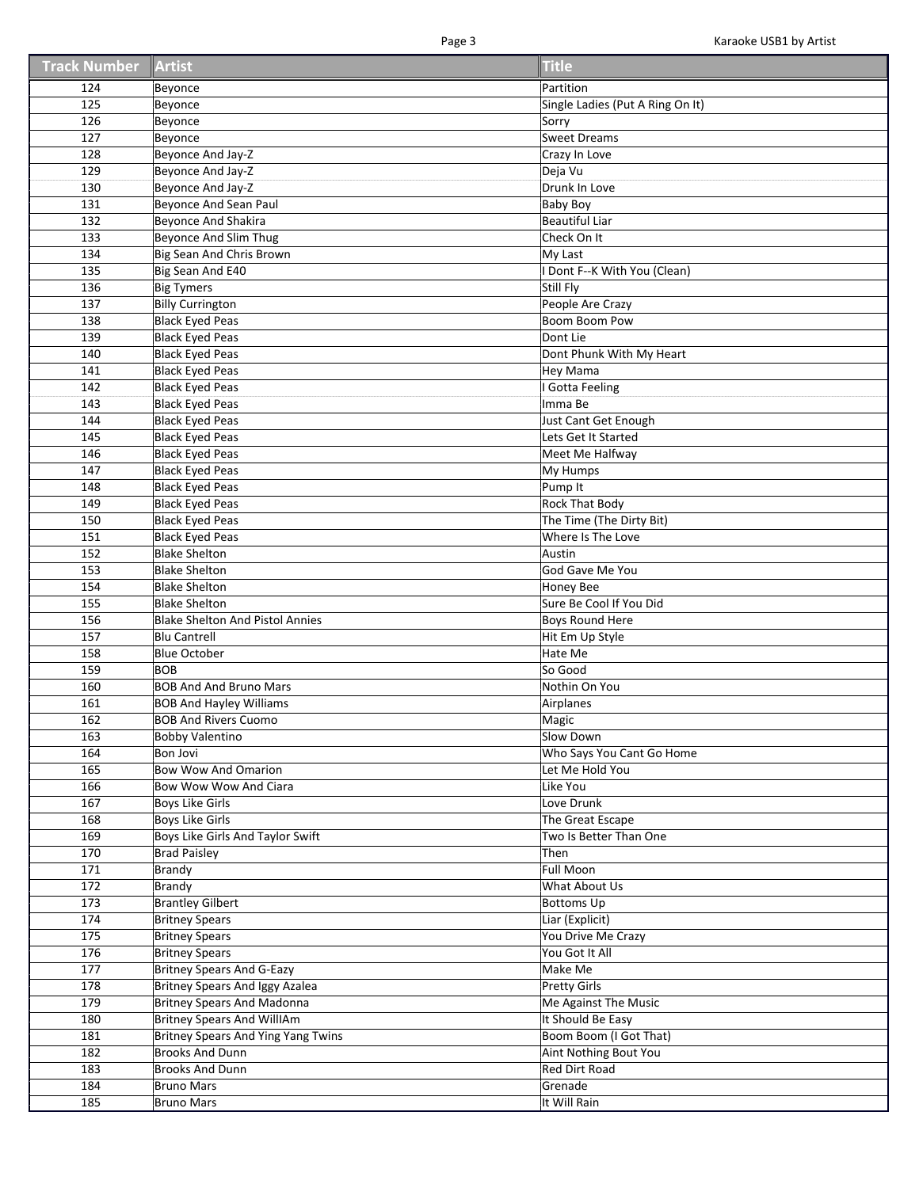| Track Number | Artist | Title |
| --- | --- | --- |
| 124 | Beyonce | Partition |
| 125 | Beyonce | Single Ladies (Put A Ring On It) |
| 126 | Beyonce | Sorry |
| 127 | Beyonce | Sweet Dreams |
| 128 | Beyonce And Jay-Z | Crazy In Love |
| 129 | Beyonce And Jay-Z | Deja Vu |
| 130 | Beyonce And Jay-Z | Drunk In Love |
| 131 | Beyonce And Sean Paul | Baby Boy |
| 132 | Beyonce And Shakira | Beautiful Liar |
| 133 | Beyonce And Slim Thug | Check On It |
| 134 | Big Sean And Chris Brown | My Last |
| 135 | Big Sean And E40 | I Dont F--K With You (Clean) |
| 136 | Big Tymers | Still Fly |
| 137 | Billy Currington | People Are Crazy |
| 138 | Black Eyed Peas | Boom Boom Pow |
| 139 | Black Eyed Peas | Dont Lie |
| 140 | Black Eyed Peas | Dont Phunk With My Heart |
| 141 | Black Eyed Peas | Hey Mama |
| 142 | Black Eyed Peas | I Gotta Feeling |
| 143 | Black Eyed Peas | Imma Be |
| 144 | Black Eyed Peas | Just Cant Get Enough |
| 145 | Black Eyed Peas | Lets Get It Started |
| 146 | Black Eyed Peas | Meet Me Halfway |
| 147 | Black Eyed Peas | My Humps |
| 148 | Black Eyed Peas | Pump It |
| 149 | Black Eyed Peas | Rock That Body |
| 150 | Black Eyed Peas | The Time (The Dirty Bit) |
| 151 | Black Eyed Peas | Where Is The Love |
| 152 | Blake Shelton | Austin |
| 153 | Blake Shelton | God Gave Me You |
| 154 | Blake Shelton | Honey Bee |
| 155 | Blake Shelton | Sure Be Cool If You Did |
| 156 | Blake Shelton And Pistol Annies | Boys Round Here |
| 157 | Blu Cantrell | Hit Em Up Style |
| 158 | Blue October | Hate Me |
| 159 | BOB | So Good |
| 160 | BOB And And Bruno Mars | Nothin On You |
| 161 | BOB And Hayley Williams | Airplanes |
| 162 | BOB And Rivers Cuomo | Magic |
| 163 | Bobby Valentino | Slow Down |
| 164 | Bon Jovi | Who Says You Cant Go Home |
| 165 | Bow Wow And Omarion | Let Me Hold You |
| 166 | Bow Wow Wow And Ciara | Like You |
| 167 | Boys Like Girls | Love Drunk |
| 168 | Boys Like Girls | The Great Escape |
| 169 | Boys Like Girls And Taylor Swift | Two Is Better Than One |
| 170 | Brad Paisley | Then |
| 171 | Brandy | Full Moon |
| 172 | Brandy | What About Us |
| 173 | Brantley Gilbert | Bottoms Up |
| 174 | Britney Spears | Liar (Explicit) |
| 175 | Britney Spears | You Drive Me Crazy |
| 176 | Britney Spears | You Got It All |
| 177 | Britney Spears And G-Eazy | Make Me |
| 178 | Britney Spears And Iggy Azalea | Pretty Girls |
| 179 | Britney Spears And Madonna | Me Against The Music |
| 180 | Britney Spears And WillIAm | It Should Be Easy |
| 181 | Britney Spears And Ying Yang Twins | Boom Boom (I Got That) |
| 182 | Brooks And Dunn | Aint Nothing Bout You |
| 183 | Brooks And Dunn | Red Dirt Road |
| 184 | Bruno Mars | Grenade |
| 185 | Bruno Mars | It Will Rain |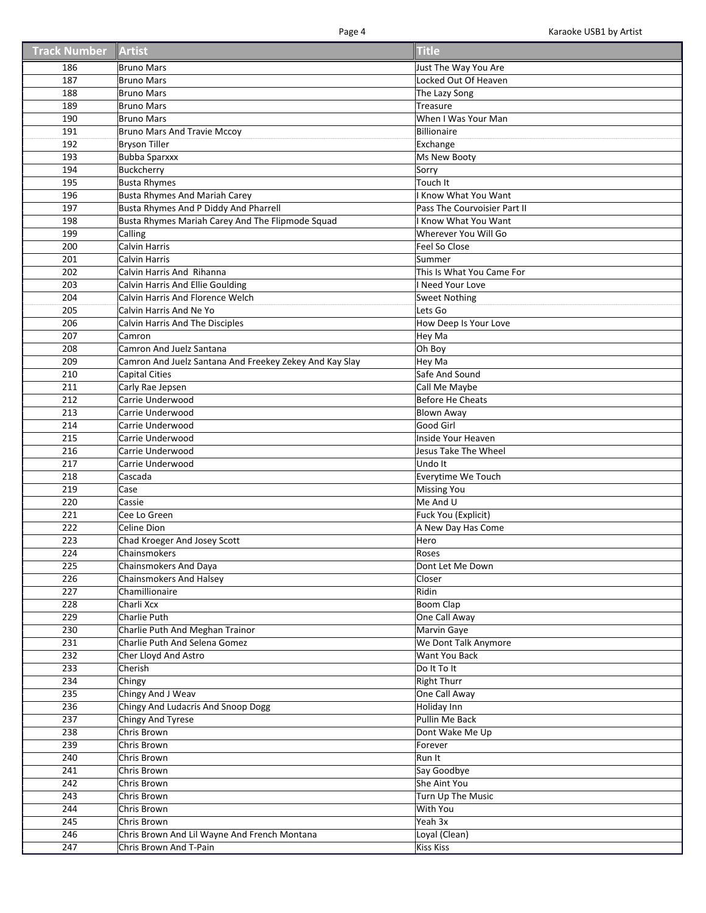| Track Number | Artist | Title |
|---|---|---|
| 186 | Bruno Mars | Just The Way You Are |
| 187 | Bruno Mars | Locked Out Of Heaven |
| 188 | Bruno Mars | The Lazy Song |
| 189 | Bruno Mars | Treasure |
| 190 | Bruno Mars | When I Was Your Man |
| 191 | Bruno Mars And Travie Mccoy | Billionaire |
| 192 | Bryson Tiller | Exchange |
| 193 | Bubba Sparxxx | Ms New Booty |
| 194 | Buckcherry | Sorry |
| 195 | Busta Rhymes | Touch It |
| 196 | Busta Rhymes And Mariah Carey | I Know What You Want |
| 197 | Busta Rhymes And P Diddy And Pharrell | Pass The Courvoisier Part II |
| 198 | Busta Rhymes Mariah Carey And The Flipmode Squad | I Know What You Want |
| 199 | Calling | Wherever You Will Go |
| 200 | Calvin Harris | Feel So Close |
| 201 | Calvin Harris | Summer |
| 202 | Calvin Harris And  Rihanna | This Is What You Came For |
| 203 | Calvin Harris And Ellie Goulding | I Need Your Love |
| 204 | Calvin Harris And Florence Welch | Sweet Nothing |
| 205 | Calvin Harris And Ne Yo | Lets Go |
| 206 | Calvin Harris And The Disciples | How Deep Is Your Love |
| 207 | Camron | Hey Ma |
| 208 | Camron And Juelz Santana | Oh Boy |
| 209 | Camron And Juelz Santana And Freekey Zekey And Kay Slay | Hey Ma |
| 210 | Capital Cities | Safe And Sound |
| 211 | Carly Rae Jepsen | Call Me Maybe |
| 212 | Carrie Underwood | Before He Cheats |
| 213 | Carrie Underwood | Blown Away |
| 214 | Carrie Underwood | Good Girl |
| 215 | Carrie Underwood | Inside Your Heaven |
| 216 | Carrie Underwood | Jesus Take The Wheel |
| 217 | Carrie Underwood | Undo It |
| 218 | Cascada | Everytime We Touch |
| 219 | Case | Missing You |
| 220 | Cassie | Me And U |
| 221 | Cee Lo Green | Fuck You (Explicit) |
| 222 | Celine Dion | A New Day Has Come |
| 223 | Chad Kroeger And Josey Scott | Hero |
| 224 | Chainsmokers | Roses |
| 225 | Chainsmokers And Daya | Dont Let Me Down |
| 226 | Chainsmokers And Halsey | Closer |
| 227 | Chamillionaire | Ridin |
| 228 | Charli Xcx | Boom Clap |
| 229 | Charlie Puth | One Call Away |
| 230 | Charlie Puth And Meghan Trainor | Marvin Gaye |
| 231 | Charlie Puth And Selena Gomez | We Dont Talk Anymore |
| 232 | Cher Lloyd And Astro | Want You Back |
| 233 | Cherish | Do It To It |
| 234 | Chingy | Right Thurr |
| 235 | Chingy And J Weav | One Call Away |
| 236 | Chingy And Ludacris And Snoop Dogg | Holiday Inn |
| 237 | Chingy And Tyrese | Pullin Me Back |
| 238 | Chris Brown | Dont Wake Me Up |
| 239 | Chris Brown | Forever |
| 240 | Chris Brown | Run It |
| 241 | Chris Brown | Say Goodbye |
| 242 | Chris Brown | She Aint You |
| 243 | Chris Brown | Turn Up The Music |
| 244 | Chris Brown | With You |
| 245 | Chris Brown | Yeah 3x |
| 246 | Chris Brown And Lil Wayne And French Montana | Loyal (Clean) |
| 247 | Chris Brown And T-Pain | Kiss Kiss |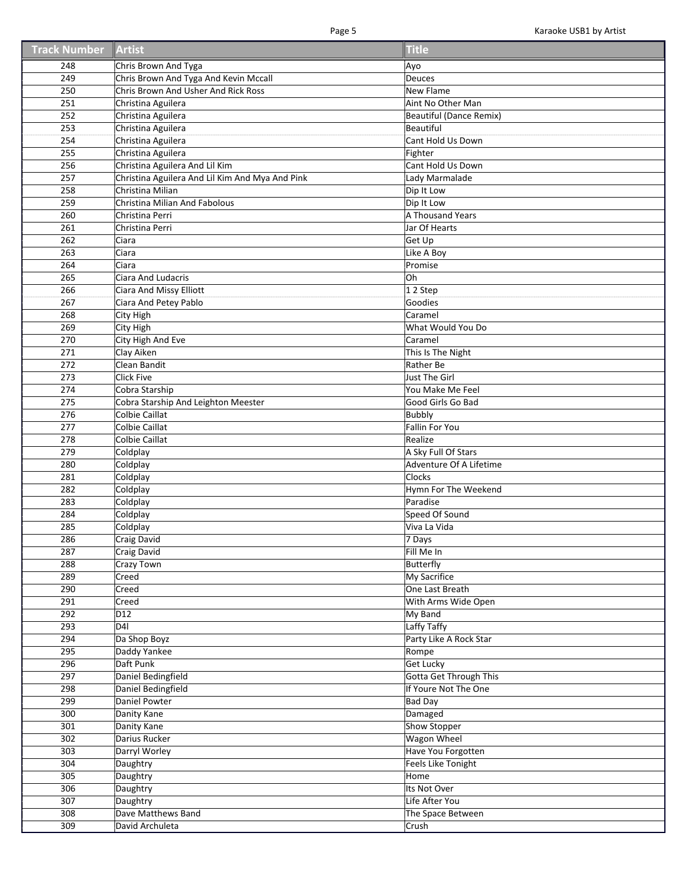| Track Number | Artist | Title |
|---|---|---|
| 248 | Chris Brown And Tyga | Ayo |
| 249 | Chris Brown And Tyga And Kevin Mccall | Deuces |
| 250 | Chris Brown And Usher And Rick Ross | New Flame |
| 251 | Christina Aguilera | Aint No Other Man |
| 252 | Christina Aguilera | Beautiful (Dance Remix) |
| 253 | Christina Aguilera | Beautiful |
| 254 | Christina Aguilera | Cant Hold Us Down |
| 255 | Christina Aguilera | Fighter |
| 256 | Christina Aguilera And Lil Kim | Cant Hold Us Down |
| 257 | Christina Aguilera And Lil Kim And Mya And Pink | Lady Marmalade |
| 258 | Christina Milian | Dip It Low |
| 259 | Christina Milian And Fabolous | Dip It Low |
| 260 | Christina Perri | A Thousand Years |
| 261 | Christina Perri | Jar Of Hearts |
| 262 | Ciara | Get Up |
| 263 | Ciara | Like A Boy |
| 264 | Ciara | Promise |
| 265 | Ciara And Ludacris | Oh |
| 266 | Ciara And Missy Elliott | 1 2 Step |
| 267 | Ciara And Petey Pablo | Goodies |
| 268 | City High | Caramel |
| 269 | City High | What Would You Do |
| 270 | City High And Eve | Caramel |
| 271 | Clay Aiken | This Is The Night |
| 272 | Clean Bandit | Rather Be |
| 273 | Click Five | Just The Girl |
| 274 | Cobra Starship | You Make Me Feel |
| 275 | Cobra Starship And Leighton Meester | Good Girls Go Bad |
| 276 | Colbie Caillat | Bubbly |
| 277 | Colbie Caillat | Fallin For You |
| 278 | Colbie Caillat | Realize |
| 279 | Coldplay | A Sky Full Of Stars |
| 280 | Coldplay | Adventure Of A Lifetime |
| 281 | Coldplay | Clocks |
| 282 | Coldplay | Hymn For The Weekend |
| 283 | Coldplay | Paradise |
| 284 | Coldplay | Speed Of Sound |
| 285 | Coldplay | Viva La Vida |
| 286 | Craig David | 7 Days |
| 287 | Craig David | Fill Me In |
| 288 | Crazy Town | Butterfly |
| 289 | Creed | My Sacrifice |
| 290 | Creed | One Last Breath |
| 291 | Creed | With Arms Wide Open |
| 292 | D12 | My Band |
| 293 | D4l | Laffy Taffy |
| 294 | Da Shop Boyz | Party Like A Rock Star |
| 295 | Daddy Yankee | Rompe |
| 296 | Daft Punk | Get Lucky |
| 297 | Daniel Bedingfield | Gotta Get Through This |
| 298 | Daniel Bedingfield | If Youre Not The One |
| 299 | Daniel Powter | Bad Day |
| 300 | Danity Kane | Damaged |
| 301 | Danity Kane | Show Stopper |
| 302 | Darius Rucker | Wagon Wheel |
| 303 | Darryl Worley | Have You Forgotten |
| 304 | Daughtry | Feels Like Tonight |
| 305 | Daughtry | Home |
| 306 | Daughtry | Its Not Over |
| 307 | Daughtry | Life After You |
| 308 | Dave Matthews Band | The Space Between |
| 309 | David Archuleta | Crush |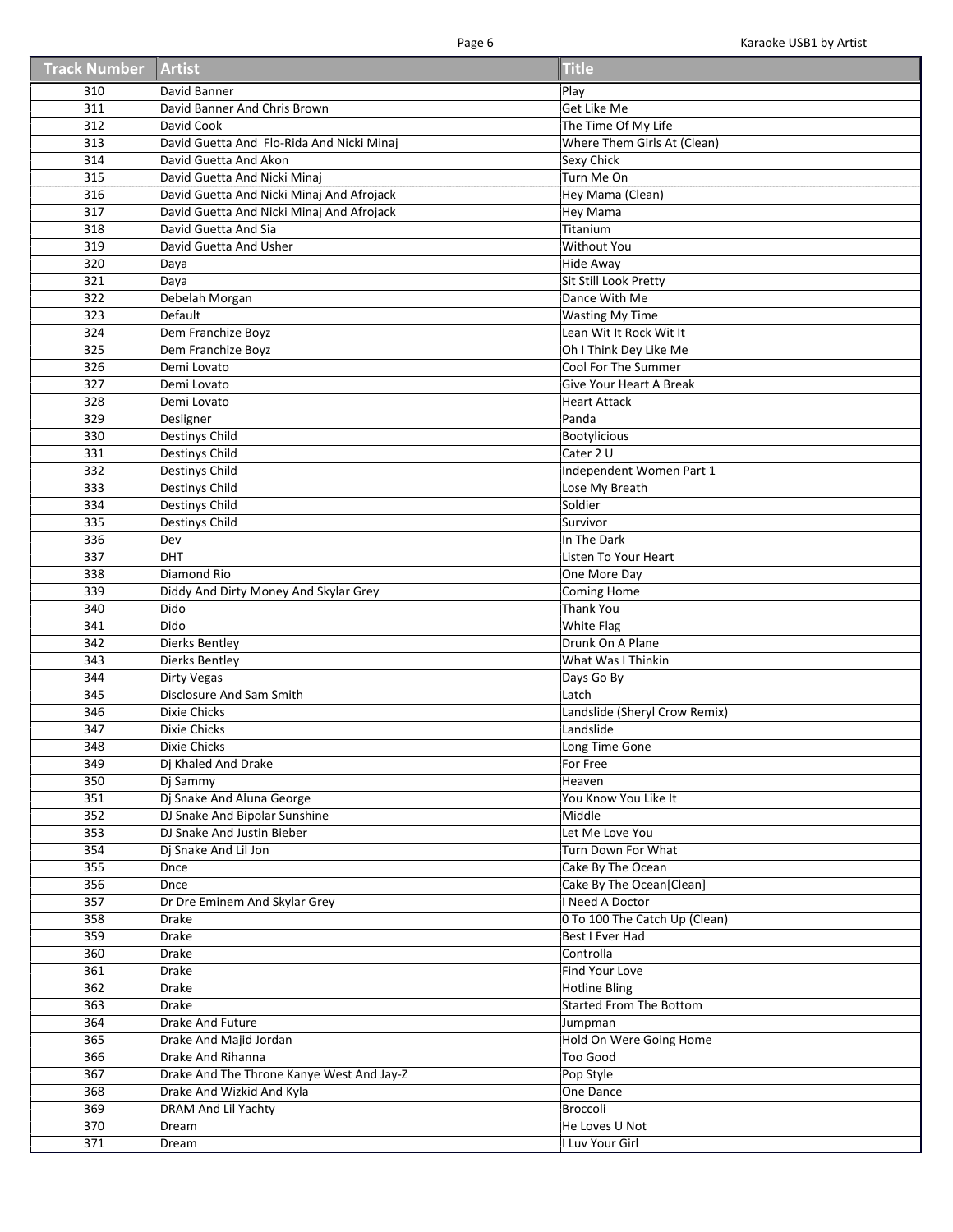| Track Number | Artist | Title |
|---|---|---|
| 310 | David Banner | Play |
| 311 | David Banner And Chris Brown | Get Like Me |
| 312 | David Cook | The Time Of My Life |
| 313 | David Guetta And  Flo-Rida And Nicki Minaj | Where Them Girls At (Clean) |
| 314 | David Guetta And Akon | Sexy Chick |
| 315 | David Guetta And Nicki Minaj | Turn Me On |
| 316 | David Guetta And Nicki Minaj And Afrojack | Hey Mama (Clean) |
| 317 | David Guetta And Nicki Minaj And Afrojack | Hey Mama |
| 318 | David Guetta And Sia | Titanium |
| 319 | David Guetta And Usher | Without You |
| 320 | Daya | Hide Away |
| 321 | Daya | Sit Still Look Pretty |
| 322 | Debelah Morgan | Dance With Me |
| 323 | Default | Wasting My Time |
| 324 | Dem Franchize Boyz | Lean Wit It Rock Wit It |
| 325 | Dem Franchize Boyz | Oh I Think Dey Like Me |
| 326 | Demi Lovato | Cool For The Summer |
| 327 | Demi Lovato | Give Your Heart A Break |
| 328 | Demi Lovato | Heart Attack |
| 329 | Desiigner | Panda |
| 330 | Destinys Child | Bootylicious |
| 331 | Destinys Child | Cater 2 U |
| 332 | Destinys Child | Independent Women Part 1 |
| 333 | Destinys Child | Lose My Breath |
| 334 | Destinys Child | Soldier |
| 335 | Destinys Child | Survivor |
| 336 | Dev | In The Dark |
| 337 | DHT | Listen To Your Heart |
| 338 | Diamond Rio | One More Day |
| 339 | Diddy And Dirty Money And Skylar Grey | Coming Home |
| 340 | Dido | Thank You |
| 341 | Dido | White Flag |
| 342 | Dierks Bentley | Drunk On A Plane |
| 343 | Dierks Bentley | What Was I Thinkin |
| 344 | Dirty Vegas | Days Go By |
| 345 | Disclosure And Sam Smith | Latch |
| 346 | Dixie Chicks | Landslide (Sheryl Crow Remix) |
| 347 | Dixie Chicks | Landslide |
| 348 | Dixie Chicks | Long Time Gone |
| 349 | Dj Khaled And Drake | For Free |
| 350 | Dj Sammy | Heaven |
| 351 | Dj Snake And Aluna George | You Know You Like It |
| 352 | DJ Snake And Bipolar Sunshine | Middle |
| 353 | DJ Snake And Justin Bieber | Let Me Love You |
| 354 | Dj Snake And Lil Jon | Turn Down For What |
| 355 | Dnce | Cake By The Ocean |
| 356 | Dnce | Cake By The Ocean[Clean] |
| 357 | Dr Dre Eminem And Skylar Grey | I Need A Doctor |
| 358 | Drake | 0 To 100 The Catch Up (Clean) |
| 359 | Drake | Best I Ever Had |
| 360 | Drake | Controlla |
| 361 | Drake | Find Your Love |
| 362 | Drake | Hotline Bling |
| 363 | Drake | Started From The Bottom |
| 364 | Drake And Future | Jumpman |
| 365 | Drake And Majid Jordan | Hold On Were Going Home |
| 366 | Drake And Rihanna | Too Good |
| 367 | Drake And The Throne Kanye West And Jay-Z | Pop Style |
| 368 | Drake And Wizkid And Kyla | One Dance |
| 369 | DRAM And Lil Yachty | Broccoli |
| 370 | Dream | He Loves U Not |
| 371 | Dream | I Luv Your Girl |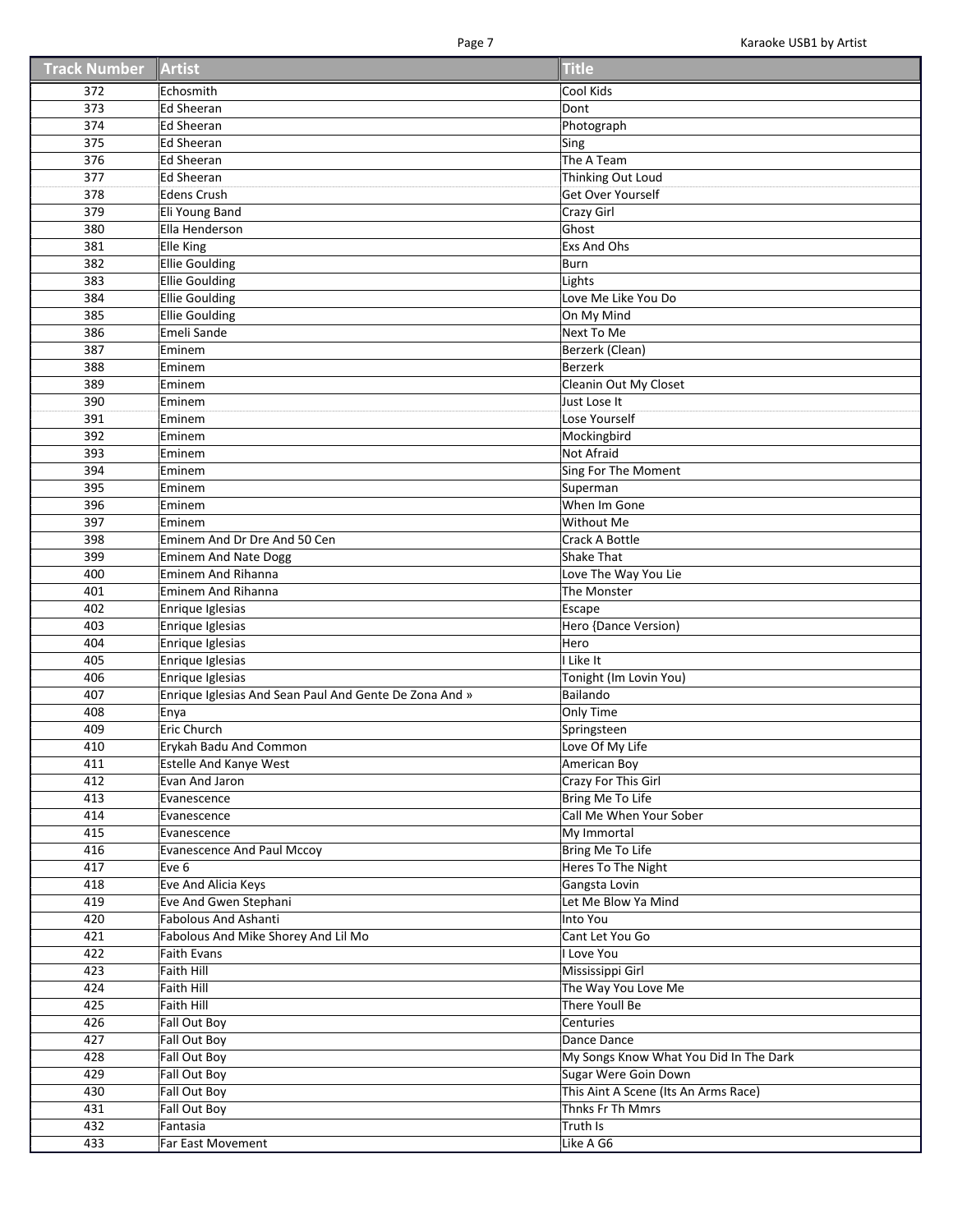| Track Number | Artist | Title |
|---|---|---|
| 372 | Echosmith | Cool Kids |
| 373 | Ed Sheeran | Dont |
| 374 | Ed Sheeran | Photograph |
| 375 | Ed Sheeran | Sing |
| 376 | Ed Sheeran | The A Team |
| 377 | Ed Sheeran | Thinking Out Loud |
| 378 | Edens Crush | Get Over Yourself |
| 379 | Eli Young Band | Crazy Girl |
| 380 | Ella Henderson | Ghost |
| 381 | Elle King | Exs And Ohs |
| 382 | Ellie Goulding | Burn |
| 383 | Ellie Goulding | Lights |
| 384 | Ellie Goulding | Love Me Like You Do |
| 385 | Ellie Goulding | On My Mind |
| 386 | Emeli Sande | Next To Me |
| 387 | Eminem | Berzerk (Clean) |
| 388 | Eminem | Berzerk |
| 389 | Eminem | Cleanin Out My Closet |
| 390 | Eminem | Just Lose It |
| 391 | Eminem | Lose Yourself |
| 392 | Eminem | Mockingbird |
| 393 | Eminem | Not Afraid |
| 394 | Eminem | Sing For The Moment |
| 395 | Eminem | Superman |
| 396 | Eminem | When Im Gone |
| 397 | Eminem | Without Me |
| 398 | Eminem And Dr Dre And 50 Cen | Crack A Bottle |
| 399 | Eminem And Nate Dogg | Shake That |
| 400 | Eminem And Rihanna | Love The Way You Lie |
| 401 | Eminem And Rihanna | The Monster |
| 402 | Enrique Iglesias | Escape |
| 403 | Enrique Iglesias | Hero {Dance Version) |
| 404 | Enrique Iglesias | Hero |
| 405 | Enrique Iglesias | I Like It |
| 406 | Enrique Iglesias | Tonight (Im Lovin You) |
| 407 | Enrique Iglesias And Sean Paul And Gente De Zona And » | Bailando |
| 408 | Enya | Only Time |
| 409 | Eric Church | Springsteen |
| 410 | Erykah Badu And Common | Love Of My Life |
| 411 | Estelle And Kanye West | American Boy |
| 412 | Evan And Jaron | Crazy For This Girl |
| 413 | Evanescence | Bring Me To Life |
| 414 | Evanescence | Call Me When Your Sober |
| 415 | Evanescence | My Immortal |
| 416 | Evanescence And Paul Mccoy | Bring Me To Life |
| 417 | Eve 6 | Heres To The Night |
| 418 | Eve And Alicia Keys | Gangsta Lovin |
| 419 | Eve And Gwen Stephani | Let Me Blow Ya Mind |
| 420 | Fabolous And Ashanti | Into You |
| 421 | Fabolous And Mike Shorey And Lil Mo | Cant Let You Go |
| 422 | Faith Evans | I Love You |
| 423 | Faith Hill | Mississippi Girl |
| 424 | Faith Hill | The Way You Love Me |
| 425 | Faith Hill | There Youll Be |
| 426 | Fall Out Boy | Centuries |
| 427 | Fall Out Boy | Dance Dance |
| 428 | Fall Out Boy | My Songs Know What You Did In The Dark |
| 429 | Fall Out Boy | Sugar Were Goin Down |
| 430 | Fall Out Boy | This Aint A Scene (Its An Arms Race) |
| 431 | Fall Out Boy | Thnks Fr Th Mmrs |
| 432 | Fantasia | Truth Is |
| 433 | Far East Movement | Like A G6 |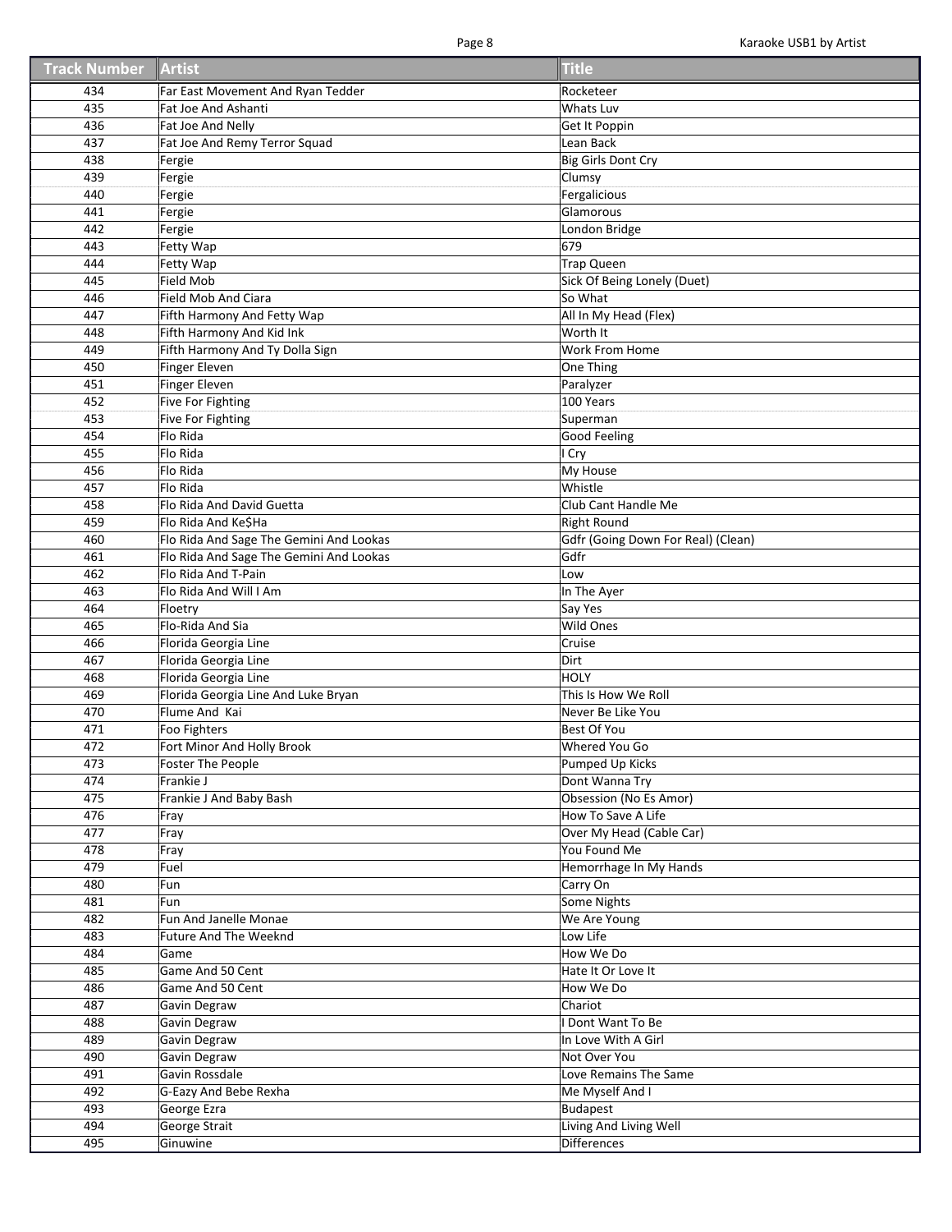| Track Number | Artist | Title |
|---|---|---|
| 434 | Far East Movement And Ryan Tedder | Rocketeer |
| 435 | Fat Joe And Ashanti | Whats Luv |
| 436 | Fat Joe And Nelly | Get It Poppin |
| 437 | Fat Joe And Remy Terror Squad | Lean Back |
| 438 | Fergie | Big Girls Dont Cry |
| 439 | Fergie | Clumsy |
| 440 | Fergie | Fergalicious |
| 441 | Fergie | Glamorous |
| 442 | Fergie | London Bridge |
| 443 | Fetty Wap | 679 |
| 444 | Fetty Wap | Trap Queen |
| 445 | Field Mob | Sick Of Being Lonely (Duet) |
| 446 | Field Mob And Ciara | So What |
| 447 | Fifth Harmony And Fetty Wap | All In My Head (Flex) |
| 448 | Fifth Harmony And Kid Ink | Worth It |
| 449 | Fifth Harmony And Ty Dolla Sign | Work From Home |
| 450 | Finger Eleven | One Thing |
| 451 | Finger Eleven | Paralyzer |
| 452 | Five For Fighting | 100 Years |
| 453 | Five For Fighting | Superman |
| 454 | Flo Rida | Good Feeling |
| 455 | Flo Rida | I Cry |
| 456 | Flo Rida | My House |
| 457 | Flo Rida | Whistle |
| 458 | Flo Rida And David Guetta | Club Cant Handle Me |
| 459 | Flo Rida And Ke$Ha | Right Round |
| 460 | Flo Rida And Sage The Gemini And Lookas | Gdfr (Going Down For Real) (Clean) |
| 461 | Flo Rida And Sage The Gemini And Lookas | Gdfr |
| 462 | Flo Rida And T-Pain | Low |
| 463 | Flo Rida And Will I Am | In The Ayer |
| 464 | Floetry | Say Yes |
| 465 | Flo-Rida And Sia | Wild Ones |
| 466 | Florida Georgia Line | Cruise |
| 467 | Florida Georgia Line | Dirt |
| 468 | Florida Georgia Line | HOLY |
| 469 | Florida Georgia Line And Luke Bryan | This Is How We Roll |
| 470 | Flume And Kai | Never Be Like You |
| 471 | Foo Fighters | Best Of You |
| 472 | Fort Minor And Holly Brook | Whered You Go |
| 473 | Foster The People | Pumped Up Kicks |
| 474 | Frankie J | Dont Wanna Try |
| 475 | Frankie J And Baby Bash | Obsession (No Es Amor) |
| 476 | Fray | How To Save A Life |
| 477 | Fray | Over My Head (Cable Car) |
| 478 | Fray | You Found Me |
| 479 | Fuel | Hemorrhage In My Hands |
| 480 | Fun | Carry On |
| 481 | Fun | Some Nights |
| 482 | Fun And Janelle Monae | We Are Young |
| 483 | Future And The Weeknd | Low Life |
| 484 | Game | How We Do |
| 485 | Game And 50 Cent | Hate It Or Love It |
| 486 | Game And 50 Cent | How We Do |
| 487 | Gavin Degraw | Chariot |
| 488 | Gavin Degraw | I Dont Want To Be |
| 489 | Gavin Degraw | In Love With A Girl |
| 490 | Gavin Degraw | Not Over You |
| 491 | Gavin Rossdale | Love Remains The Same |
| 492 | G-Eazy And Bebe Rexha | Me Myself And I |
| 493 | George Ezra | Budapest |
| 494 | George Strait | Living And Living Well |
| 495 | Ginuwine | Differences |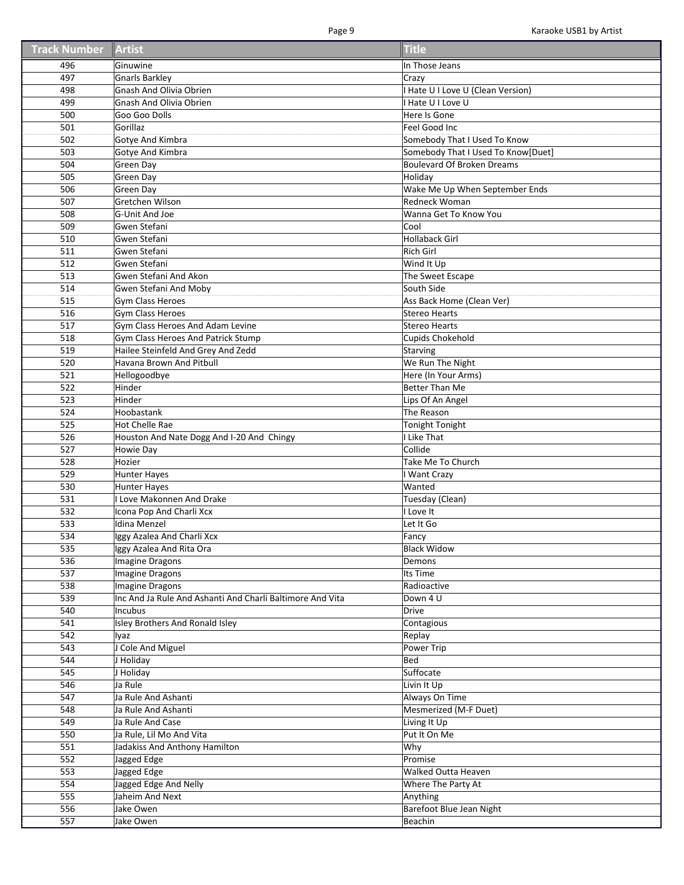| Track Number | Artist | Title |
|---|---|---|
| 496 | Ginuwine | In Those Jeans |
| 497 | Gnarls Barkley | Crazy |
| 498 | Gnash And Olivia Obrien | I Hate U I Love U (Clean Version) |
| 499 | Gnash And Olivia Obrien | I Hate U I Love U |
| 500 | Goo Goo Dolls | Here Is Gone |
| 501 | Gorillaz | Feel Good Inc |
| 502 | Gotye And Kimbra | Somebody That I Used To Know |
| 503 | Gotye And Kimbra | Somebody That I Used To Know[Duet] |
| 504 | Green Day | Boulevard Of Broken Dreams |
| 505 | Green Day | Holiday |
| 506 | Green Day | Wake Me Up When September Ends |
| 507 | Gretchen Wilson | Redneck Woman |
| 508 | G-Unit And Joe | Wanna Get To Know You |
| 509 | Gwen Stefani | Cool |
| 510 | Gwen Stefani | Hollaback Girl |
| 511 | Gwen Stefani | Rich Girl |
| 512 | Gwen Stefani | Wind It Up |
| 513 | Gwen Stefani And Akon | The Sweet Escape |
| 514 | Gwen Stefani And Moby | South Side |
| 515 | Gym Class Heroes | Ass Back Home (Clean Ver) |
| 516 | Gym Class Heroes | Stereo Hearts |
| 517 | Gym Class Heroes And Adam Levine | Stereo Hearts |
| 518 | Gym Class Heroes And Patrick Stump | Cupids Chokehold |
| 519 | Hailee Steinfeld And Grey And Zedd | Starving |
| 520 | Havana Brown And Pitbull | We Run The Night |
| 521 | Hellogoodbye | Here (In Your Arms) |
| 522 | Hinder | Better Than Me |
| 523 | Hinder | Lips Of An Angel |
| 524 | Hoobastank | The Reason |
| 525 | Hot Chelle Rae | Tonight Tonight |
| 526 | Houston And Nate Dogg And I-20 And Chingy | I Like That |
| 527 | Howie Day | Collide |
| 528 | Hozier | Take Me To Church |
| 529 | Hunter Hayes | I Want Crazy |
| 530 | Hunter Hayes | Wanted |
| 531 | I Love Makonnen And Drake | Tuesday (Clean) |
| 532 | Icona Pop And Charli Xcx | I Love It |
| 533 | Idina Menzel | Let It Go |
| 534 | Iggy Azalea And Charli Xcx | Fancy |
| 535 | Iggy Azalea And Rita Ora | Black Widow |
| 536 | Imagine Dragons | Demons |
| 537 | Imagine Dragons | Its Time |
| 538 | Imagine Dragons | Radioactive |
| 539 | Inc And Ja Rule And Ashanti And Charli Baltimore And Vita | Down 4 U |
| 540 | Incubus | Drive |
| 541 | Isley Brothers And Ronald Isley | Contagious |
| 542 | Iyaz | Replay |
| 543 | J Cole And Miguel | Power Trip |
| 544 | J Holiday | Bed |
| 545 | J Holiday | Suffocate |
| 546 | Ja Rule | Livin It Up |
| 547 | Ja Rule And Ashanti | Always On Time |
| 548 | Ja Rule And Ashanti | Mesmerized (M-F Duet) |
| 549 | Ja Rule And Case | Living It Up |
| 550 | Ja Rule, Lil Mo And Vita | Put It On Me |
| 551 | Jadakiss And Anthony Hamilton | Why |
| 552 | Jagged Edge | Promise |
| 553 | Jagged Edge | Walked Outta Heaven |
| 554 | Jagged Edge And Nelly | Where The Party At |
| 555 | Jaheim And Next | Anything |
| 556 | Jake Owen | Barefoot Blue Jean Night |
| 557 | Jake Owen | Beachin |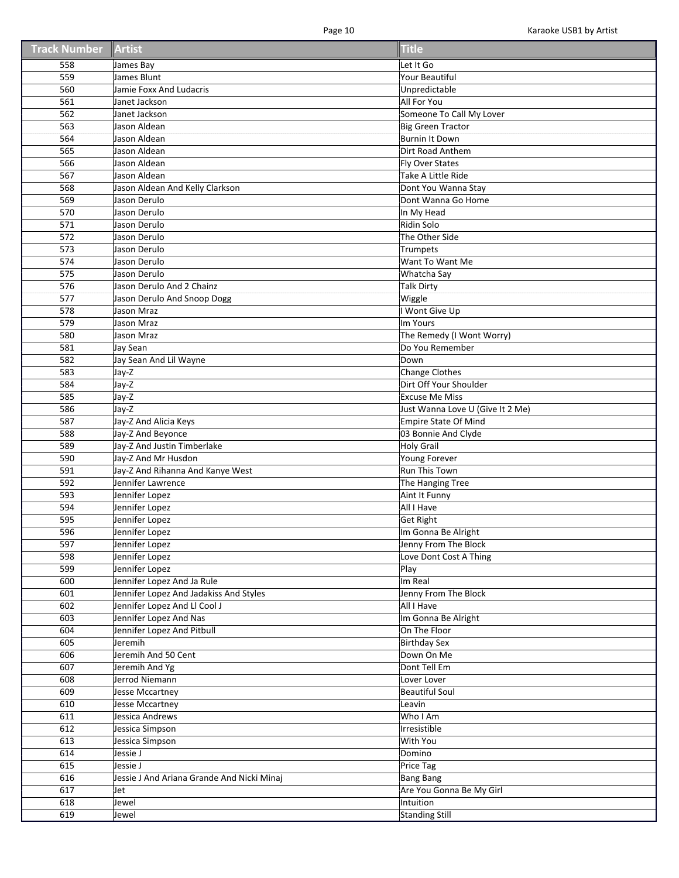| Track Number | Artist | Title |
|---|---|---|
| 558 | James Bay | Let It Go |
| 559 | James Blunt | Your Beautiful |
| 560 | Jamie Foxx And Ludacris | Unpredictable |
| 561 | Janet Jackson | All For You |
| 562 | Janet Jackson | Someone To Call My Lover |
| 563 | Jason Aldean | Big Green Tractor |
| 564 | Jason Aldean | Burnin It Down |
| 565 | Jason Aldean | Dirt Road Anthem |
| 566 | Jason Aldean | Fly Over States |
| 567 | Jason Aldean | Take A Little Ride |
| 568 | Jason Aldean And Kelly Clarkson | Dont You Wanna Stay |
| 569 | Jason Derulo | Dont Wanna Go Home |
| 570 | Jason Derulo | In My Head |
| 571 | Jason Derulo | Ridin Solo |
| 572 | Jason Derulo | The Other Side |
| 573 | Jason Derulo | Trumpets |
| 574 | Jason Derulo | Want To Want Me |
| 575 | Jason Derulo | Whatcha Say |
| 576 | Jason Derulo And 2 Chainz | Talk Dirty |
| 577 | Jason Derulo And Snoop Dogg | Wiggle |
| 578 | Jason Mraz | I Wont Give Up |
| 579 | Jason Mraz | Im Yours |
| 580 | Jason Mraz | The Remedy (I Wont Worry) |
| 581 | Jay Sean | Do You Remember |
| 582 | Jay Sean And Lil Wayne | Down |
| 583 | Jay-Z | Change Clothes |
| 584 | Jay-Z | Dirt Off Your Shoulder |
| 585 | Jay-Z | Excuse Me Miss |
| 586 | Jay-Z | Just Wanna Love U (Give It 2 Me) |
| 587 | Jay-Z And Alicia Keys | Empire State Of Mind |
| 588 | Jay-Z And Beyonce | 03 Bonnie And Clyde |
| 589 | Jay-Z And Justin Timberlake | Holy Grail |
| 590 | Jay-Z And Mr Husdon | Young Forever |
| 591 | Jay-Z And Rihanna And Kanye West | Run This Town |
| 592 | Jennifer Lawrence | The Hanging Tree |
| 593 | Jennifer Lopez | Aint It Funny |
| 594 | Jennifer Lopez | All I Have |
| 595 | Jennifer Lopez | Get Right |
| 596 | Jennifer Lopez | Im Gonna Be Alright |
| 597 | Jennifer Lopez | Jenny From The Block |
| 598 | Jennifer Lopez | Love Dont Cost A Thing |
| 599 | Jennifer Lopez | Play |
| 600 | Jennifer Lopez And Ja Rule | Im Real |
| 601 | Jennifer Lopez And Jadakiss And Styles | Jenny From The Block |
| 602 | Jennifer Lopez And Ll Cool J | All I Have |
| 603 | Jennifer Lopez And Nas | Im Gonna Be Alright |
| 604 | Jennifer Lopez And Pitbull | On The Floor |
| 605 | Jeremih | Birthday Sex |
| 606 | Jeremih And 50 Cent | Down On Me |
| 607 | Jeremih And Yg | Dont Tell Em |
| 608 | Jerrod Niemann | Lover Lover |
| 609 | Jesse Mccartney | Beautiful Soul |
| 610 | Jesse Mccartney | Leavin |
| 611 | Jessica Andrews | Who I Am |
| 612 | Jessica Simpson | Irresistible |
| 613 | Jessica Simpson | With You |
| 614 | Jessie J | Domino |
| 615 | Jessie J | Price Tag |
| 616 | Jessie J And Ariana Grande And Nicki Minaj | Bang Bang |
| 617 | Jet | Are You Gonna Be My Girl |
| 618 | Jewel | Intuition |
| 619 | Jewel | Standing Still |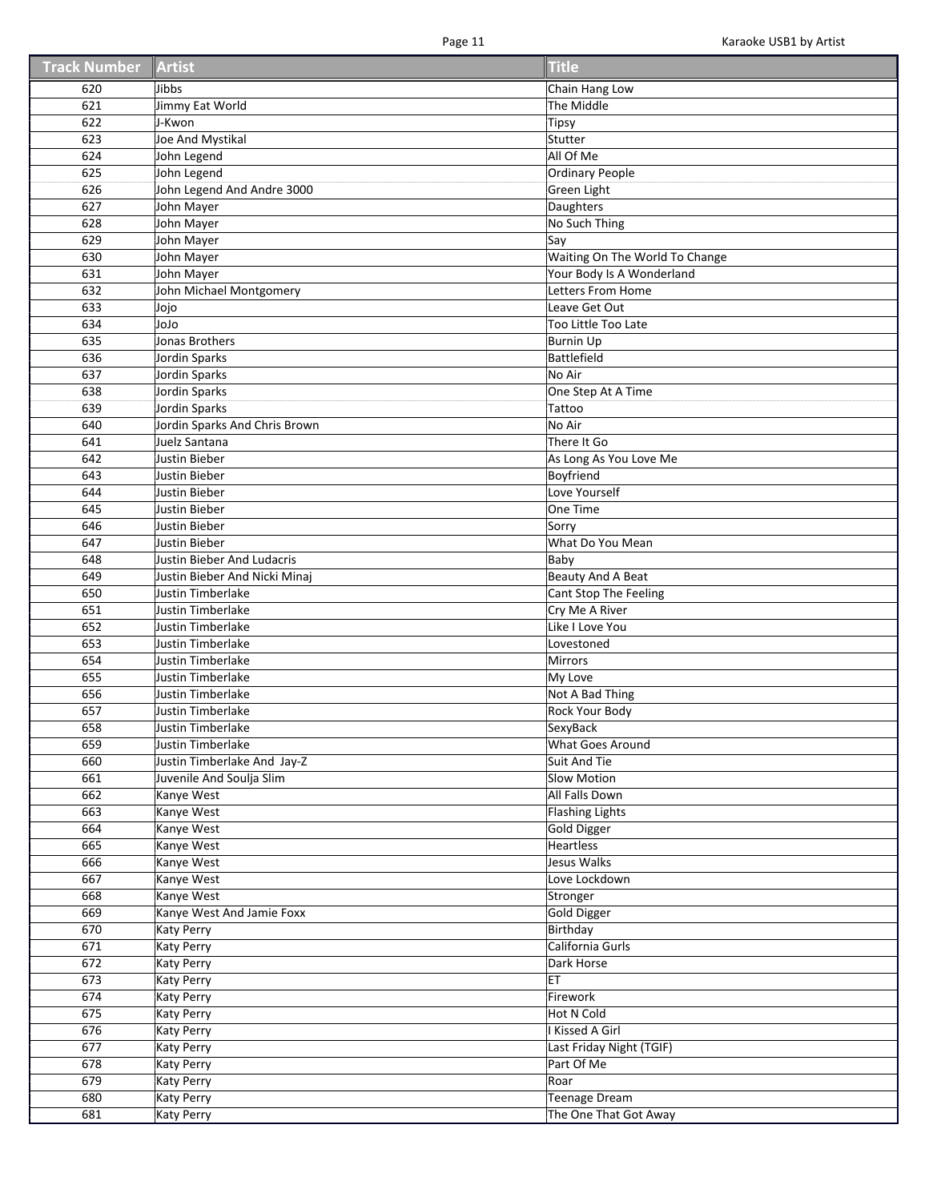| Track Number | Artist | Title |
|---|---|---|
| 620 | Jibbs | Chain Hang Low |
| 621 | Jimmy Eat World | The Middle |
| 622 | J-Kwon | Tipsy |
| 623 | Joe And Mystikal | Stutter |
| 624 | John Legend | All Of Me |
| 625 | John Legend | Ordinary People |
| 626 | John Legend And Andre 3000 | Green Light |
| 627 | John Mayer | Daughters |
| 628 | John Mayer | No Such Thing |
| 629 | John Mayer | Say |
| 630 | John Mayer | Waiting On The World To Change |
| 631 | John Mayer | Your Body Is A Wonderland |
| 632 | John Michael Montgomery | Letters From Home |
| 633 | Jojo | Leave Get Out |
| 634 | JoJo | Too Little Too Late |
| 635 | Jonas Brothers | Burnin Up |
| 636 | Jordin Sparks | Battlefield |
| 637 | Jordin Sparks | No Air |
| 638 | Jordin Sparks | One Step At A Time |
| 639 | Jordin Sparks | Tattoo |
| 640 | Jordin Sparks And Chris Brown | No Air |
| 641 | Juelz Santana | There It Go |
| 642 | Justin Bieber | As Long As You Love Me |
| 643 | Justin Bieber | Boyfriend |
| 644 | Justin Bieber | Love Yourself |
| 645 | Justin Bieber | One Time |
| 646 | Justin Bieber | Sorry |
| 647 | Justin Bieber | What Do You Mean |
| 648 | Justin Bieber And Ludacris | Baby |
| 649 | Justin Bieber And Nicki Minaj | Beauty And A Beat |
| 650 | Justin Timberlake | Cant Stop The Feeling |
| 651 | Justin Timberlake | Cry Me A River |
| 652 | Justin Timberlake | Like I Love You |
| 653 | Justin Timberlake | Lovestoned |
| 654 | Justin Timberlake | Mirrors |
| 655 | Justin Timberlake | My Love |
| 656 | Justin Timberlake | Not A Bad Thing |
| 657 | Justin Timberlake | Rock Your Body |
| 658 | Justin Timberlake | SexyBack |
| 659 | Justin Timberlake | What Goes Around |
| 660 | Justin Timberlake And Jay-Z | Suit And Tie |
| 661 | Juvenile And Soulja Slim | Slow Motion |
| 662 | Kanye West | All Falls Down |
| 663 | Kanye West | Flashing Lights |
| 664 | Kanye West | Gold Digger |
| 665 | Kanye West | Heartless |
| 666 | Kanye West | Jesus Walks |
| 667 | Kanye West | Love Lockdown |
| 668 | Kanye West | Stronger |
| 669 | Kanye West And Jamie Foxx | Gold Digger |
| 670 | Katy Perry | Birthday |
| 671 | Katy Perry | California Gurls |
| 672 | Katy Perry | Dark Horse |
| 673 | Katy Perry | ET |
| 674 | Katy Perry | Firework |
| 675 | Katy Perry | Hot N Cold |
| 676 | Katy Perry | I Kissed A Girl |
| 677 | Katy Perry | Last Friday Night (TGIF) |
| 678 | Katy Perry | Part Of Me |
| 679 | Katy Perry | Roar |
| 680 | Katy Perry | Teenage Dream |
| 681 | Katy Perry | The One That Got Away |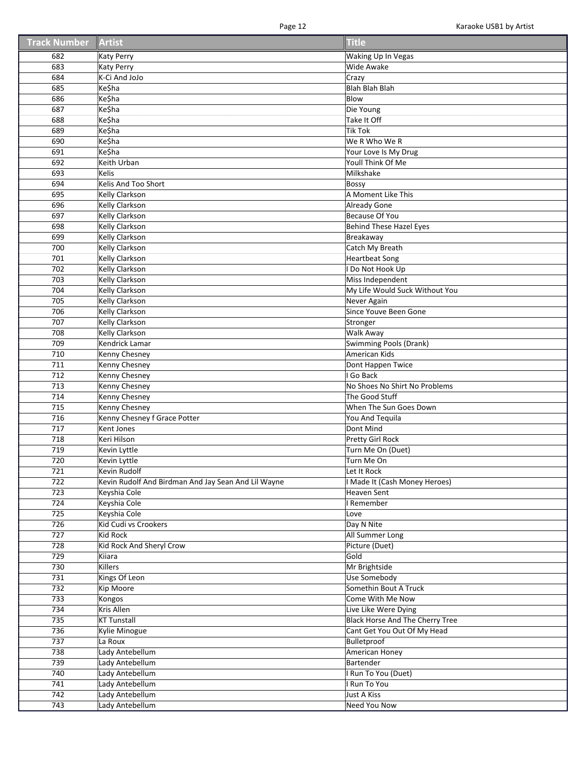| Track Number | Artist | Title |
|---|---|---|
| 682 | Katy Perry | Waking Up In Vegas |
| 683 | Katy Perry | Wide Awake |
| 684 | K-Ci And JoJo | Crazy |
| 685 | Ke$ha | Blah Blah Blah |
| 686 | Ke$ha | Blow |
| 687 | Ke$ha | Die Young |
| 688 | Ke$ha | Take It Off |
| 689 | Ke$ha | Tik Tok |
| 690 | Ke$ha | We R Who We R |
| 691 | Ke$ha | Your Love Is My Drug |
| 692 | Keith Urban | Youll Think Of Me |
| 693 | Kelis | Milkshake |
| 694 | Kelis And Too Short | Bossy |
| 695 | Kelly Clarkson | A Moment Like This |
| 696 | Kelly Clarkson | Already Gone |
| 697 | Kelly Clarkson | Because Of You |
| 698 | Kelly Clarkson | Behind These Hazel Eyes |
| 699 | Kelly Clarkson | Breakaway |
| 700 | Kelly Clarkson | Catch My Breath |
| 701 | Kelly Clarkson | Heartbeat Song |
| 702 | Kelly Clarkson | I Do Not Hook Up |
| 703 | Kelly Clarkson | Miss Independent |
| 704 | Kelly Clarkson | My Life Would Suck Without You |
| 705 | Kelly Clarkson | Never Again |
| 706 | Kelly Clarkson | Since Youve Been Gone |
| 707 | Kelly Clarkson | Stronger |
| 708 | Kelly Clarkson | Walk Away |
| 709 | Kendrick Lamar | Swimming Pools (Drank) |
| 710 | Kenny Chesney | American Kids |
| 711 | Kenny Chesney | Dont Happen Twice |
| 712 | Kenny Chesney | I Go Back |
| 713 | Kenny Chesney | No Shoes No Shirt No Problems |
| 714 | Kenny Chesney | The Good Stuff |
| 715 | Kenny Chesney | When The Sun Goes Down |
| 716 | Kenny Chesney f Grace Potter | You And Tequila |
| 717 | Kent Jones | Dont Mind |
| 718 | Keri Hilson | Pretty Girl Rock |
| 719 | Kevin Lyttle | Turn Me On (Duet) |
| 720 | Kevin Lyttle | Turn Me On |
| 721 | Kevin Rudolf | Let It Rock |
| 722 | Kevin Rudolf And Birdman And Jay Sean And Lil Wayne | I Made It (Cash Money Heroes) |
| 723 | Keyshia Cole | Heaven Sent |
| 724 | Keyshia Cole | I Remember |
| 725 | Keyshia Cole | Love |
| 726 | Kid Cudi vs Crookers | Day N Nite |
| 727 | Kid Rock | All Summer Long |
| 728 | Kid Rock And Sheryl Crow | Picture (Duet) |
| 729 | Kiiara | Gold |
| 730 | Killers | Mr Brightside |
| 731 | Kings Of Leon | Use Somebody |
| 732 | Kip Moore | Somethin Bout A Truck |
| 733 | Kongos | Come With Me Now |
| 734 | Kris Allen | Live Like Were Dying |
| 735 | KT Tunstall | Black Horse And The Cherry Tree |
| 736 | Kylie Minogue | Cant Get You Out Of My Head |
| 737 | La Roux | Bulletproof |
| 738 | Lady Antebellum | American Honey |
| 739 | Lady Antebellum | Bartender |
| 740 | Lady Antebellum | I Run To You (Duet) |
| 741 | Lady Antebellum | I Run To You |
| 742 | Lady Antebellum | Just A Kiss |
| 743 | Lady Antebellum | Need You Now |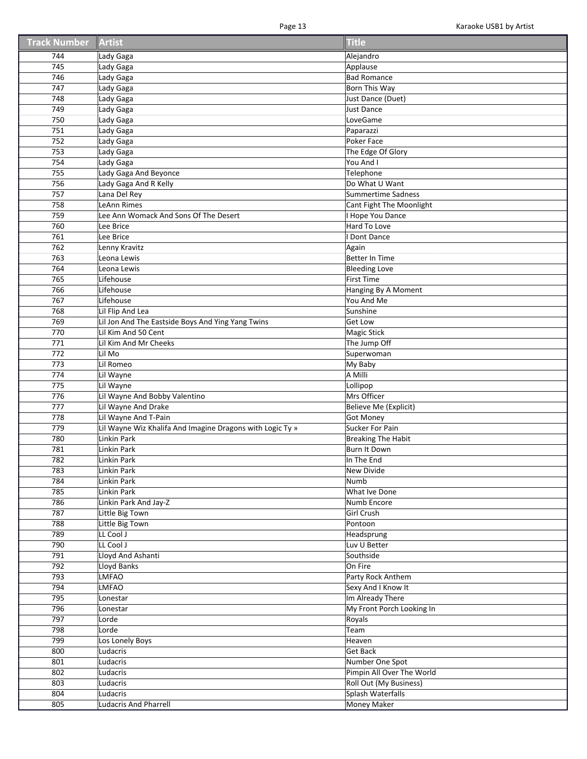| Track Number | Artist | Title |
|---|---|---|
| 744 | Lady Gaga | Alejandro |
| 745 | Lady Gaga | Applause |
| 746 | Lady Gaga | Bad Romance |
| 747 | Lady Gaga | Born This Way |
| 748 | Lady Gaga | Just Dance (Duet) |
| 749 | Lady Gaga | Just Dance |
| 750 | Lady Gaga | LoveGame |
| 751 | Lady Gaga | Paparazzi |
| 752 | Lady Gaga | Poker Face |
| 753 | Lady Gaga | The Edge Of Glory |
| 754 | Lady Gaga | You And I |
| 755 | Lady Gaga And Beyonce | Telephone |
| 756 | Lady Gaga And R Kelly | Do What U Want |
| 757 | Lana Del Rey | Summertime Sadness |
| 758 | LeAnn Rimes | Cant Fight The Moonlight |
| 759 | Lee Ann Womack And Sons Of The Desert | I Hope You Dance |
| 760 | Lee Brice | Hard To Love |
| 761 | Lee Brice | I Dont Dance |
| 762 | Lenny Kravitz | Again |
| 763 | Leona Lewis | Better In Time |
| 764 | Leona Lewis | Bleeding Love |
| 765 | Lifehouse | First Time |
| 766 | Lifehouse | Hanging By A Moment |
| 767 | Lifehouse | You And Me |
| 768 | Lil Flip And Lea | Sunshine |
| 769 | Lil Jon And The Eastside Boys And Ying Yang Twins | Get Low |
| 770 | Lil Kim And 50 Cent | Magic Stick |
| 771 | Lil Kim And Mr Cheeks | The Jump Off |
| 772 | Lil Mo | Superwoman |
| 773 | Lil Romeo | My Baby |
| 774 | Lil Wayne | A Milli |
| 775 | Lil Wayne | Lollipop |
| 776 | Lil Wayne And Bobby Valentino | Mrs Officer |
| 777 | Lil Wayne And Drake | Believe Me (Explicit) |
| 778 | Lil Wayne And T-Pain | Got Money |
| 779 | Lil Wayne Wiz Khalifa And Imagine Dragons with Logic Ty » | Sucker For Pain |
| 780 | Linkin Park | Breaking The Habit |
| 781 | Linkin Park | Burn It Down |
| 782 | Linkin Park | In The End |
| 783 | Linkin Park | New Divide |
| 784 | Linkin Park | Numb |
| 785 | Linkin Park | What Ive Done |
| 786 | Linkin Park And Jay-Z | Numb Encore |
| 787 | Little Big Town | Girl Crush |
| 788 | Little Big Town | Pontoon |
| 789 | LL Cool J | Headsprung |
| 790 | LL Cool J | Luv U Better |
| 791 | Lloyd And Ashanti | Southside |
| 792 | Lloyd Banks | On Fire |
| 793 | LMFAO | Party Rock Anthem |
| 794 | LMFAO | Sexy And I Know It |
| 795 | Lonestar | Im Already There |
| 796 | Lonestar | My Front Porch Looking In |
| 797 | Lorde | Royals |
| 798 | Lorde | Team |
| 799 | Los Lonely Boys | Heaven |
| 800 | Ludacris | Get Back |
| 801 | Ludacris | Number One Spot |
| 802 | Ludacris | Pimpin All Over The World |
| 803 | Ludacris | Roll Out (My Business) |
| 804 | Ludacris | Splash Waterfalls |
| 805 | Ludacris And Pharrell | Money Maker |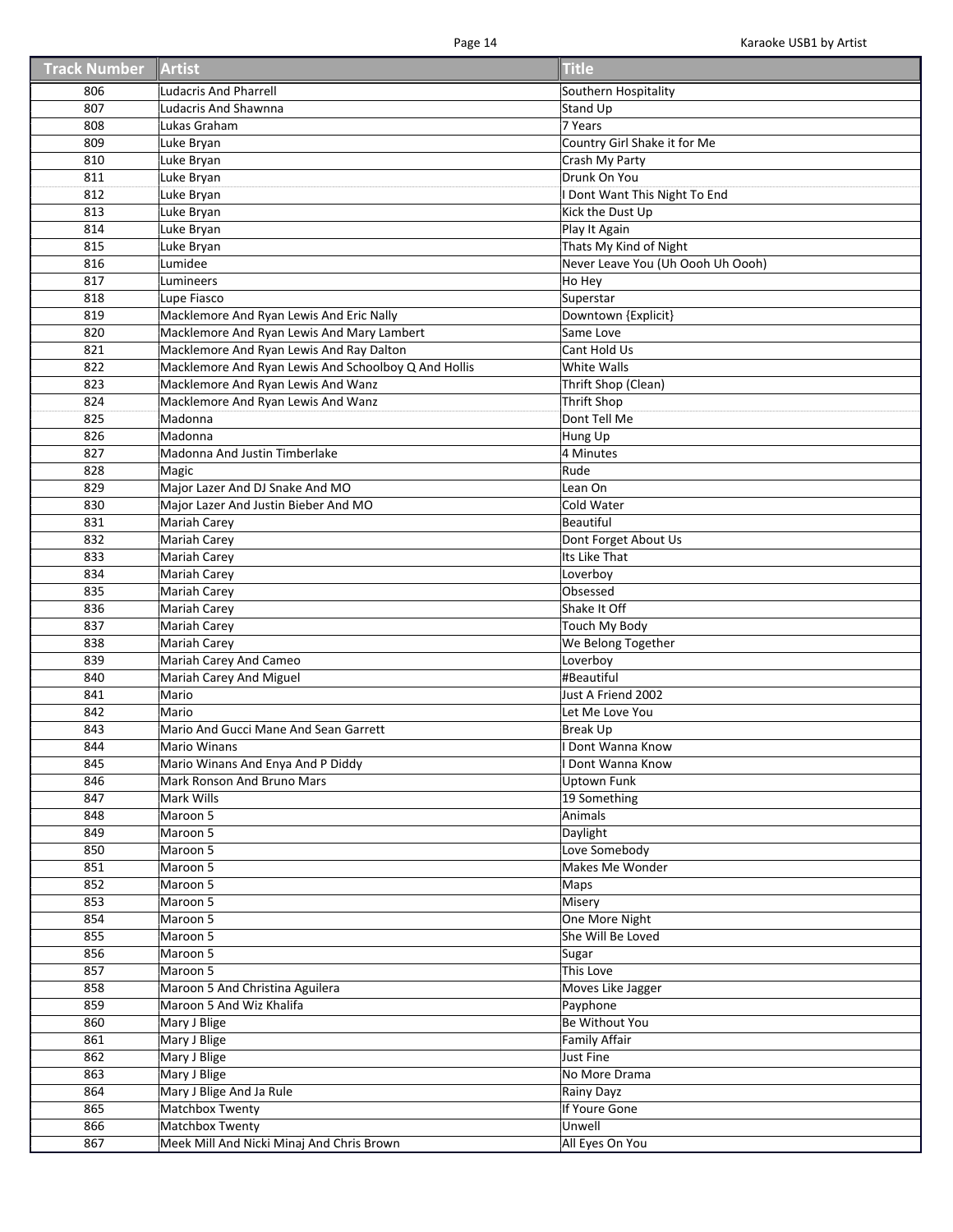| Track Number | Artist | Title |
|---|---|---|
| 806 | Ludacris And Pharrell | Southern Hospitality |
| 807 | Ludacris And Shawnna | Stand Up |
| 808 | Lukas Graham | 7 Years |
| 809 | Luke Bryan | Country Girl Shake it for Me |
| 810 | Luke Bryan | Crash My Party |
| 811 | Luke Bryan | Drunk On You |
| 812 | Luke Bryan | I Dont Want This Night To End |
| 813 | Luke Bryan | Kick the Dust Up |
| 814 | Luke Bryan | Play It Again |
| 815 | Luke Bryan | Thats My Kind of Night |
| 816 | Lumidee | Never Leave You (Uh Oooh Uh Oooh) |
| 817 | Lumineers | Ho Hey |
| 818 | Lupe Fiasco | Superstar |
| 819 | Macklemore And Ryan Lewis And Eric Nally | Downtown {Explicit} |
| 820 | Macklemore And Ryan Lewis And Mary Lambert | Same Love |
| 821 | Macklemore And Ryan Lewis And Ray Dalton | Cant Hold Us |
| 822 | Macklemore And Ryan Lewis And Schoolboy Q And Hollis | White Walls |
| 823 | Macklemore And Ryan Lewis And Wanz | Thrift Shop (Clean) |
| 824 | Macklemore And Ryan Lewis And Wanz | Thrift Shop |
| 825 | Madonna | Dont Tell Me |
| 826 | Madonna | Hung Up |
| 827 | Madonna And Justin Timberlake | 4 Minutes |
| 828 | Magic | Rude |
| 829 | Major Lazer And DJ Snake And MO | Lean On |
| 830 | Major Lazer And Justin Bieber And MO | Cold Water |
| 831 | Mariah Carey | Beautiful |
| 832 | Mariah Carey | Dont Forget About Us |
| 833 | Mariah Carey | Its Like That |
| 834 | Mariah Carey | Loverboy |
| 835 | Mariah Carey | Obsessed |
| 836 | Mariah Carey | Shake It Off |
| 837 | Mariah Carey | Touch My Body |
| 838 | Mariah Carey | We Belong Together |
| 839 | Mariah Carey And Cameo | Loverboy |
| 840 | Mariah Carey And Miguel | #Beautiful |
| 841 | Mario | Just A Friend 2002 |
| 842 | Mario | Let Me Love You |
| 843 | Mario And Gucci Mane And Sean Garrett | Break Up |
| 844 | Mario Winans | I Dont Wanna Know |
| 845 | Mario Winans And Enya And P Diddy | I Dont Wanna Know |
| 846 | Mark Ronson And Bruno Mars | Uptown Funk |
| 847 | Mark Wills | 19 Something |
| 848 | Maroon 5 | Animals |
| 849 | Maroon 5 | Daylight |
| 850 | Maroon 5 | Love Somebody |
| 851 | Maroon 5 | Makes Me Wonder |
| 852 | Maroon 5 | Maps |
| 853 | Maroon 5 | Misery |
| 854 | Maroon 5 | One More Night |
| 855 | Maroon 5 | She Will Be Loved |
| 856 | Maroon 5 | Sugar |
| 857 | Maroon 5 | This Love |
| 858 | Maroon 5 And Christina Aguilera | Moves Like Jagger |
| 859 | Maroon 5 And Wiz Khalifa | Payphone |
| 860 | Mary J Blige | Be Without You |
| 861 | Mary J Blige | Family Affair |
| 862 | Mary J Blige | Just Fine |
| 863 | Mary J Blige | No More Drama |
| 864 | Mary J Blige And Ja Rule | Rainy Dayz |
| 865 | Matchbox Twenty | If Youre Gone |
| 866 | Matchbox Twenty | Unwell |
| 867 | Meek Mill And Nicki Minaj And Chris Brown | All Eyes On You |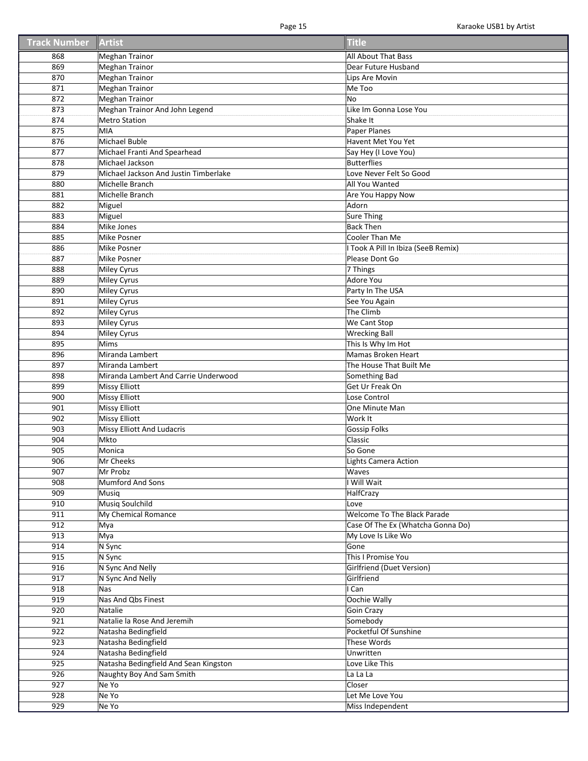| Track Number | Artist | Title |
| --- | --- | --- |
| 868 | Meghan Trainor | All About That Bass |
| 869 | Meghan Trainor | Dear Future Husband |
| 870 | Meghan Trainor | Lips Are Movin |
| 871 | Meghan Trainor | Me Too |
| 872 | Meghan Trainor | No |
| 873 | Meghan Trainor And John Legend | Like Im Gonna Lose You |
| 874 | Metro Station | Shake It |
| 875 | MIA | Paper Planes |
| 876 | Michael Buble | Havent Met You Yet |
| 877 | Michael Franti And Spearhead | Say Hey (I Love You) |
| 878 | Michael Jackson | Butterflies |
| 879 | Michael Jackson And Justin Timberlake | Love Never Felt So Good |
| 880 | Michelle Branch | All You Wanted |
| 881 | Michelle Branch | Are You Happy Now |
| 882 | Miguel | Adorn |
| 883 | Miguel | Sure Thing |
| 884 | Mike Jones | Back Then |
| 885 | Mike Posner | Cooler Than Me |
| 886 | Mike Posner | I Took A Pill In Ibiza (SeeB Remix) |
| 887 | Mike Posner | Please Dont Go |
| 888 | Miley Cyrus | 7 Things |
| 889 | Miley Cyrus | Adore You |
| 890 | Miley Cyrus | Party In The USA |
| 891 | Miley Cyrus | See You Again |
| 892 | Miley Cyrus | The Climb |
| 893 | Miley Cyrus | We Cant Stop |
| 894 | Miley Cyrus | Wrecking Ball |
| 895 | Mims | This Is Why Im Hot |
| 896 | Miranda Lambert | Mamas Broken Heart |
| 897 | Miranda Lambert | The House That Built Me |
| 898 | Miranda Lambert And Carrie Underwood | Something Bad |
| 899 | Missy Elliott | Get Ur Freak On |
| 900 | Missy Elliott | Lose Control |
| 901 | Missy Elliott | One Minute Man |
| 902 | Missy Elliott | Work It |
| 903 | Missy Elliott And Ludacris | Gossip Folks |
| 904 | Mkto | Classic |
| 905 | Monica | So Gone |
| 906 | Mr Cheeks | Lights Camera Action |
| 907 | Mr Probz | Waves |
| 908 | Mumford And Sons | I Will Wait |
| 909 | Musiq | HalfCrazy |
| 910 | Musiq Soulchild | Love |
| 911 | My Chemical Romance | Welcome To The Black Parade |
| 912 | Mya | Case Of The Ex (Whatcha Gonna Do) |
| 913 | Mya | My Love Is Like Wo |
| 914 | N Sync | Gone |
| 915 | N Sync | This I Promise You |
| 916 | N Sync And Nelly | Girlfriend (Duet Version) |
| 917 | N Sync And Nelly | Girlfriend |
| 918 | Nas | I Can |
| 919 | Nas And Qbs Finest | Oochie Wally |
| 920 | Natalie | Goin Crazy |
| 921 | Natalie la Rose And Jeremih | Somebody |
| 922 | Natasha Bedingfield | Pocketful Of Sunshine |
| 923 | Natasha Bedingfield | These Words |
| 924 | Natasha Bedingfield | Unwritten |
| 925 | Natasha Bedingfield And Sean Kingston | Love Like This |
| 926 | Naughty Boy And Sam Smith | La La La |
| 927 | Ne Yo | Closer |
| 928 | Ne Yo | Let Me Love You |
| 929 | Ne Yo | Miss Independent |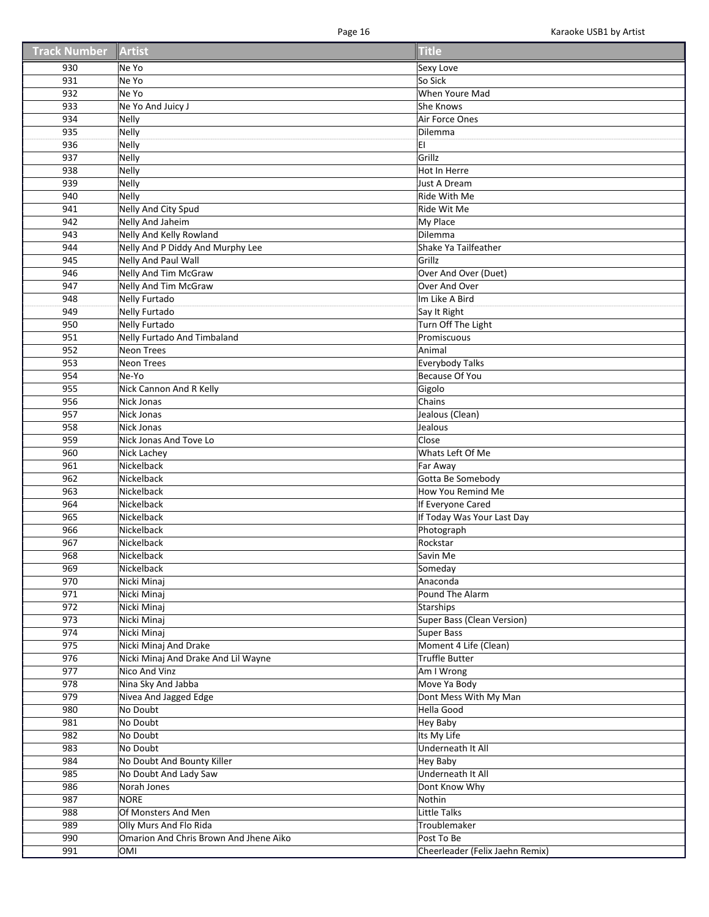| Track Number | Artist | Title |
|---|---|---|
| 930 | Ne Yo | Sexy Love |
| 931 | Ne Yo | So Sick |
| 932 | Ne Yo | When Youre Mad |
| 933 | Ne Yo And Juicy J | She Knows |
| 934 | Nelly | Air Force Ones |
| 935 | Nelly | Dilemma |
| 936 | Nelly | EI |
| 937 | Nelly | Grillz |
| 938 | Nelly | Hot In Herre |
| 939 | Nelly | Just A Dream |
| 940 | Nelly | Ride With Me |
| 941 | Nelly And City Spud | Ride Wit Me |
| 942 | Nelly And Jaheim | My Place |
| 943 | Nelly And Kelly Rowland | Dilemma |
| 944 | Nelly And P Diddy And Murphy Lee | Shake Ya Tailfeather |
| 945 | Nelly And Paul Wall | Grillz |
| 946 | Nelly And Tim McGraw | Over And Over (Duet) |
| 947 | Nelly And Tim McGraw | Over And Over |
| 948 | Nelly Furtado | Im Like A Bird |
| 949 | Nelly Furtado | Say It Right |
| 950 | Nelly Furtado | Turn Off The Light |
| 951 | Nelly Furtado And Timbaland | Promiscuous |
| 952 | Neon Trees | Animal |
| 953 | Neon Trees | Everybody Talks |
| 954 | Ne-Yo | Because Of You |
| 955 | Nick Cannon And R Kelly | Gigolo |
| 956 | Nick Jonas | Chains |
| 957 | Nick Jonas | Jealous (Clean) |
| 958 | Nick Jonas | Jealous |
| 959 | Nick Jonas And Tove Lo | Close |
| 960 | Nick Lachey | Whats Left Of Me |
| 961 | Nickelback | Far Away |
| 962 | Nickelback | Gotta Be Somebody |
| 963 | Nickelback | How You Remind Me |
| 964 | Nickelback | If Everyone Cared |
| 965 | Nickelback | If Today Was Your Last Day |
| 966 | Nickelback | Photograph |
| 967 | Nickelback | Rockstar |
| 968 | Nickelback | Savin Me |
| 969 | Nickelback | Someday |
| 970 | Nicki Minaj | Anaconda |
| 971 | Nicki Minaj | Pound The Alarm |
| 972 | Nicki Minaj | Starships |
| 973 | Nicki Minaj | Super Bass (Clean Version) |
| 974 | Nicki Minaj | Super Bass |
| 975 | Nicki Minaj And Drake | Moment 4 Life (Clean) |
| 976 | Nicki Minaj And Drake And Lil Wayne | Truffle Butter |
| 977 | Nico And Vinz | Am I Wrong |
| 978 | Nina Sky And Jabba | Move Ya Body |
| 979 | Nivea And Jagged Edge | Dont Mess With My Man |
| 980 | No Doubt | Hella Good |
| 981 | No Doubt | Hey Baby |
| 982 | No Doubt | Its My Life |
| 983 | No Doubt | Underneath It All |
| 984 | No Doubt And Bounty Killer | Hey Baby |
| 985 | No Doubt And Lady Saw | Underneath It All |
| 986 | Norah Jones | Dont Know Why |
| 987 | NORE | Nothin |
| 988 | Of Monsters And Men | Little Talks |
| 989 | Olly Murs And Flo Rida | Troublemaker |
| 990 | Omarion And Chris Brown And Jhene Aiko | Post To Be |
| 991 | OMI | Cheerleader (Felix Jaehn Remix) |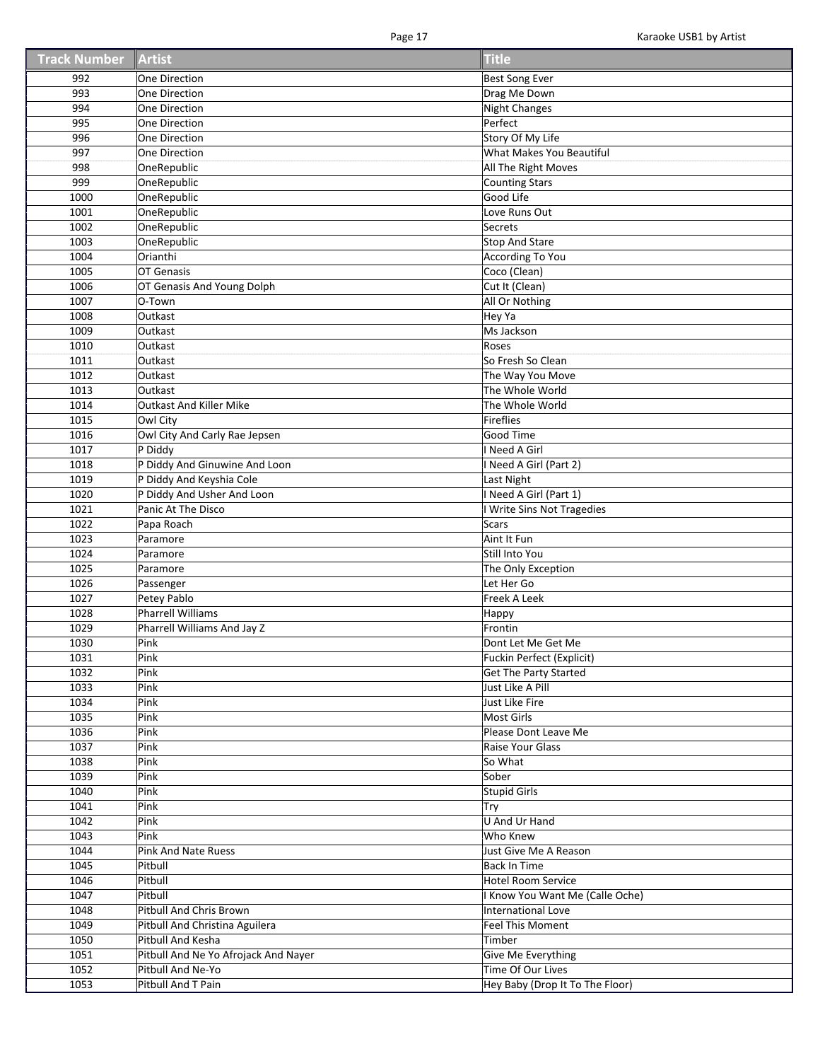| Track Number | Artist | Title |
|---|---|---|
| 992 | One Direction | Best Song Ever |
| 993 | One Direction | Drag Me Down |
| 994 | One Direction | Night Changes |
| 995 | One Direction | Perfect |
| 996 | One Direction | Story Of My Life |
| 997 | One Direction | What Makes You Beautiful |
| 998 | OneRepublic | All The Right Moves |
| 999 | OneRepublic | Counting Stars |
| 1000 | OneRepublic | Good Life |
| 1001 | OneRepublic | Love Runs Out |
| 1002 | OneRepublic | Secrets |
| 1003 | OneRepublic | Stop And Stare |
| 1004 | Orianthi | According To You |
| 1005 | OT Genasis | Coco (Clean) |
| 1006 | OT Genasis And Young Dolph | Cut It (Clean) |
| 1007 | O-Town | All Or Nothing |
| 1008 | Outkast | Hey Ya |
| 1009 | Outkast | Ms Jackson |
| 1010 | Outkast | Roses |
| 1011 | Outkast | So Fresh So Clean |
| 1012 | Outkast | The Way You Move |
| 1013 | Outkast | The Whole World |
| 1014 | Outkast And Killer Mike | The Whole World |
| 1015 | Owl City | Fireflies |
| 1016 | Owl City And Carly Rae Jepsen | Good Time |
| 1017 | P Diddy | I Need A Girl |
| 1018 | P Diddy And Ginuwine And Loon | I Need A Girl (Part 2) |
| 1019 | P Diddy And Keyshia Cole | Last Night |
| 1020 | P Diddy And Usher And Loon | I Need A Girl (Part 1) |
| 1021 | Panic At The Disco | I Write Sins Not Tragedies |
| 1022 | Papa Roach | Scars |
| 1023 | Paramore | Aint It Fun |
| 1024 | Paramore | Still Into You |
| 1025 | Paramore | The Only Exception |
| 1026 | Passenger | Let Her Go |
| 1027 | Petey Pablo | Freek A Leek |
| 1028 | Pharrell Williams | Happy |
| 1029 | Pharrell Williams And Jay Z | Frontin |
| 1030 | Pink | Dont Let Me Get Me |
| 1031 | Pink | Fuckin Perfect (Explicit) |
| 1032 | Pink | Get The Party Started |
| 1033 | Pink | Just Like A Pill |
| 1034 | Pink | Just Like Fire |
| 1035 | Pink | Most Girls |
| 1036 | Pink | Please Dont Leave Me |
| 1037 | Pink | Raise Your Glass |
| 1038 | Pink | So What |
| 1039 | Pink | Sober |
| 1040 | Pink | Stupid Girls |
| 1041 | Pink | Try |
| 1042 | Pink | U And Ur Hand |
| 1043 | Pink | Who Knew |
| 1044 | Pink And Nate Ruess | Just Give Me A Reason |
| 1045 | Pitbull | Back In Time |
| 1046 | Pitbull | Hotel Room Service |
| 1047 | Pitbull | I Know You Want Me (Calle Oche) |
| 1048 | Pitbull And Chris Brown | International Love |
| 1049 | Pitbull And Christina Aguilera | Feel This Moment |
| 1050 | Pitbull And Kesha | Timber |
| 1051 | Pitbull And Ne Yo Afrojack And Nayer | Give Me Everything |
| 1052 | Pitbull And Ne-Yo | Time Of Our Lives |
| 1053 | Pitbull And T Pain | Hey Baby (Drop It To The Floor) |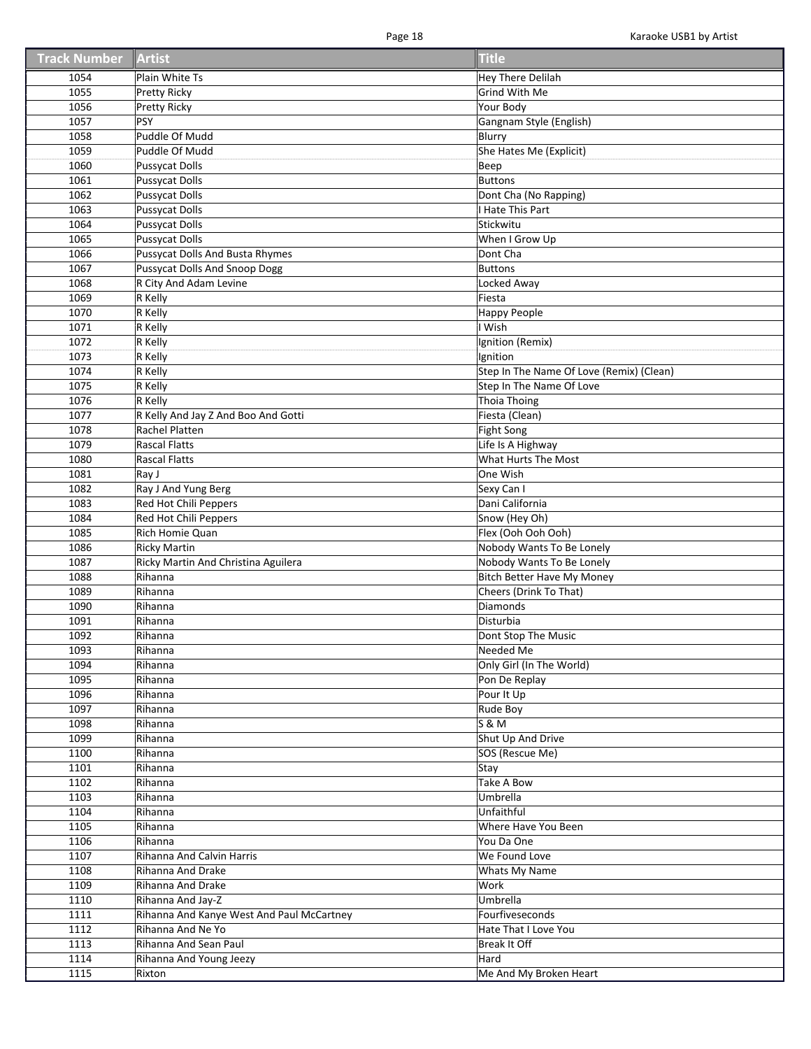| Track Number | Artist | Title |
|---|---|---|
| 1054 | Plain White Ts | Hey There Delilah |
| 1055 | Pretty Ricky | Grind With Me |
| 1056 | Pretty Ricky | Your Body |
| 1057 | PSY | Gangnam Style (English) |
| 1058 | Puddle Of Mudd | Blurry |
| 1059 | Puddle Of Mudd | She Hates Me (Explicit) |
| 1060 | Pussycat Dolls | Beep |
| 1061 | Pussycat Dolls | Buttons |
| 1062 | Pussycat Dolls | Dont Cha (No Rapping) |
| 1063 | Pussycat Dolls | I Hate This Part |
| 1064 | Pussycat Dolls | Stickwitu |
| 1065 | Pussycat Dolls | When I Grow Up |
| 1066 | Pussycat Dolls And Busta Rhymes | Dont Cha |
| 1067 | Pussycat Dolls And Snoop Dogg | Buttons |
| 1068 | R City And Adam Levine | Locked Away |
| 1069 | R Kelly | Fiesta |
| 1070 | R Kelly | Happy People |
| 1071 | R Kelly | I Wish |
| 1072 | R Kelly | Ignition (Remix) |
| 1073 | R Kelly | Ignition |
| 1074 | R Kelly | Step In The Name Of Love (Remix) (Clean) |
| 1075 | R Kelly | Step In The Name Of Love |
| 1076 | R Kelly | Thoia Thoing |
| 1077 | R Kelly And Jay Z And Boo And Gotti | Fiesta (Clean) |
| 1078 | Rachel Platten | Fight Song |
| 1079 | Rascal Flatts | Life Is A Highway |
| 1080 | Rascal Flatts | What Hurts The Most |
| 1081 | Ray J | One Wish |
| 1082 | Ray J And Yung Berg | Sexy Can I |
| 1083 | Red Hot Chili Peppers | Dani California |
| 1084 | Red Hot Chili Peppers | Snow (Hey Oh) |
| 1085 | Rich Homie Quan | Flex (Ooh Ooh Ooh) |
| 1086 | Ricky Martin | Nobody Wants To Be Lonely |
| 1087 | Ricky Martin And Christina Aguilera | Nobody Wants To Be Lonely |
| 1088 | Rihanna | Bitch Better Have My Money |
| 1089 | Rihanna | Cheers (Drink To That) |
| 1090 | Rihanna | Diamonds |
| 1091 | Rihanna | Disturbia |
| 1092 | Rihanna | Dont Stop The Music |
| 1093 | Rihanna | Needed Me |
| 1094 | Rihanna | Only Girl (In The World) |
| 1095 | Rihanna | Pon De Replay |
| 1096 | Rihanna | Pour It Up |
| 1097 | Rihanna | Rude Boy |
| 1098 | Rihanna | S & M |
| 1099 | Rihanna | Shut Up And Drive |
| 1100 | Rihanna | SOS (Rescue Me) |
| 1101 | Rihanna | Stay |
| 1102 | Rihanna | Take A Bow |
| 1103 | Rihanna | Umbrella |
| 1104 | Rihanna | Unfaithful |
| 1105 | Rihanna | Where Have You Been |
| 1106 | Rihanna | You Da One |
| 1107 | Rihanna And Calvin Harris | We Found Love |
| 1108 | Rihanna And Drake | Whats My Name |
| 1109 | Rihanna And Drake | Work |
| 1110 | Rihanna And Jay-Z | Umbrella |
| 1111 | Rihanna And Kanye West And Paul McCartney | Fourfiveseconds |
| 1112 | Rihanna And Ne Yo | Hate That I Love You |
| 1113 | Rihanna And Sean Paul | Break It Off |
| 1114 | Rihanna And Young Jeezy | Hard |
| 1115 | Rixton | Me And My Broken Heart |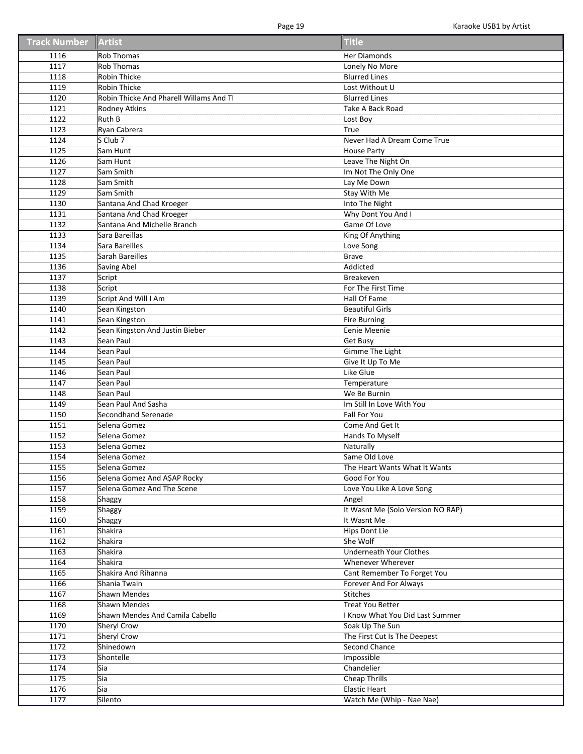| Track Number | Artist | Title |
| --- | --- | --- |
| 1116 | Rob Thomas | Her Diamonds |
| 1117 | Rob Thomas | Lonely No More |
| 1118 | Robin Thicke | Blurred Lines |
| 1119 | Robin Thicke | Lost Without U |
| 1120 | Robin Thicke And Pharell Willams And TI | Blurred Lines |
| 1121 | Rodney Atkins | Take A Back Road |
| 1122 | Ruth B | Lost Boy |
| 1123 | Ryan Cabrera | True |
| 1124 | S Club 7 | Never Had A Dream Come True |
| 1125 | Sam Hunt | House Party |
| 1126 | Sam Hunt | Leave The Night On |
| 1127 | Sam Smith | Im Not The Only One |
| 1128 | Sam Smith | Lay Me Down |
| 1129 | Sam Smith | Stay With Me |
| 1130 | Santana And Chad Kroeger | Into The Night |
| 1131 | Santana And Chad Kroeger | Why Dont You And I |
| 1132 | Santana And Michelle Branch | Game Of Love |
| 1133 | Sara Bareillas | King Of Anything |
| 1134 | Sara Bareilles | Love Song |
| 1135 | Sarah Bareilles | Brave |
| 1136 | Saving Abel | Addicted |
| 1137 | Script | Breakeven |
| 1138 | Script | For The First Time |
| 1139 | Script And Will I Am | Hall Of Fame |
| 1140 | Sean Kingston | Beautiful Girls |
| 1141 | Sean Kingston | Fire Burning |
| 1142 | Sean Kingston And Justin Bieber | Eenie Meenie |
| 1143 | Sean Paul | Get Busy |
| 1144 | Sean Paul | Gimme The Light |
| 1145 | Sean Paul | Give It Up To Me |
| 1146 | Sean Paul | Like Glue |
| 1147 | Sean Paul | Temperature |
| 1148 | Sean Paul | We Be Burnin |
| 1149 | Sean Paul And Sasha | Im Still In Love With You |
| 1150 | Secondhand Serenade | Fall For You |
| 1151 | Selena Gomez | Come And Get It |
| 1152 | Selena Gomez | Hands To Myself |
| 1153 | Selena Gomez | Naturally |
| 1154 | Selena Gomez | Same Old Love |
| 1155 | Selena Gomez | The Heart Wants What It Wants |
| 1156 | Selena Gomez And A$AP Rocky | Good For You |
| 1157 | Selena Gomez And The Scene | Love You Like A Love Song |
| 1158 | Shaggy | Angel |
| 1159 | Shaggy | It Wasnt Me (Solo Version NO RAP) |
| 1160 | Shaggy | It Wasnt Me |
| 1161 | Shakira | Hips Dont Lie |
| 1162 | Shakira | She Wolf |
| 1163 | Shakira | Underneath Your Clothes |
| 1164 | Shakira | Whenever Wherever |
| 1165 | Shakira And Rihanna | Cant Remember To Forget You |
| 1166 | Shania Twain | Forever And For Always |
| 1167 | Shawn Mendes | Stitches |
| 1168 | Shawn Mendes | Treat You Better |
| 1169 | Shawn Mendes And Camila Cabello | I Know What You Did Last Summer |
| 1170 | Sheryl Crow | Soak Up The Sun |
| 1171 | Sheryl Crow | The First Cut Is The Deepest |
| 1172 | Shinedown | Second Chance |
| 1173 | Shontelle | Impossible |
| 1174 | Sia | Chandelier |
| 1175 | Sia | Cheap Thrills |
| 1176 | Sia | Elastic Heart |
| 1177 | Silento | Watch Me (Whip - Nae Nae) |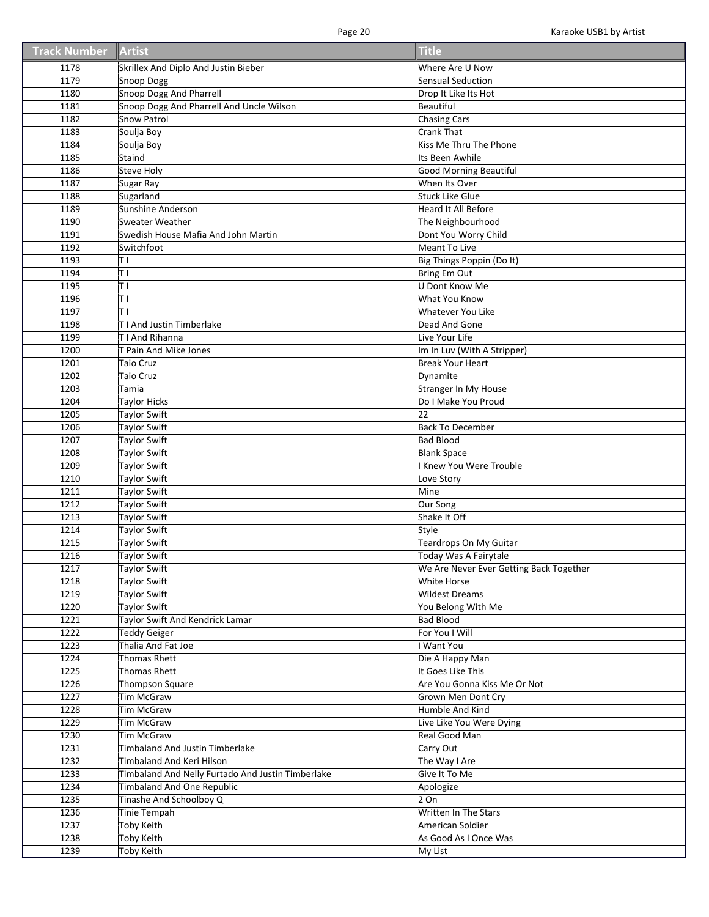| Track Number | Artist | Title |
|---|---|---|
| 1178 | Skrillex And Diplo And Justin Bieber | Where Are U Now |
| 1179 | Snoop Dogg | Sensual Seduction |
| 1180 | Snoop Dogg And Pharrell | Drop It Like Its Hot |
| 1181 | Snoop Dogg And Pharrell And Uncle Wilson | Beautiful |
| 1182 | Snow Patrol | Chasing Cars |
| 1183 | Soulja Boy | Crank That |
| 1184 | Soulja Boy | Kiss Me Thru The Phone |
| 1185 | Staind | Its Been Awhile |
| 1186 | Steve Holy | Good Morning Beautiful |
| 1187 | Sugar Ray | When Its Over |
| 1188 | Sugarland | Stuck Like Glue |
| 1189 | Sunshine Anderson | Heard It All Before |
| 1190 | Sweater Weather | The Neighbourhood |
| 1191 | Swedish House Mafia And John Martin | Dont You Worry Child |
| 1192 | Switchfoot | Meant To Live |
| 1193 | T I | Big Things Poppin (Do It) |
| 1194 | T I | Bring Em Out |
| 1195 | T I | U Dont Know Me |
| 1196 | T I | What You Know |
| 1197 | T I | Whatever You Like |
| 1198 | T I And Justin Timberlake | Dead And Gone |
| 1199 | T I And Rihanna | Live Your Life |
| 1200 | T Pain And Mike Jones | Im In Luv (With A Stripper) |
| 1201 | Taio Cruz | Break Your Heart |
| 1202 | Taio Cruz | Dynamite |
| 1203 | Tamia | Stranger In My House |
| 1204 | Taylor Hicks | Do I Make You Proud |
| 1205 | Taylor Swift | 22 |
| 1206 | Taylor Swift | Back To December |
| 1207 | Taylor Swift | Bad Blood |
| 1208 | Taylor Swift | Blank Space |
| 1209 | Taylor Swift | I Knew You Were Trouble |
| 1210 | Taylor Swift | Love Story |
| 1211 | Taylor Swift | Mine |
| 1212 | Taylor Swift | Our Song |
| 1213 | Taylor Swift | Shake It Off |
| 1214 | Taylor Swift | Style |
| 1215 | Taylor Swift | Teardrops On My Guitar |
| 1216 | Taylor Swift | Today Was A Fairytale |
| 1217 | Taylor Swift | We Are Never Ever Getting Back Together |
| 1218 | Taylor Swift | White Horse |
| 1219 | Taylor Swift | Wildest Dreams |
| 1220 | Taylor Swift | You Belong With Me |
| 1221 | Taylor Swift And Kendrick Lamar | Bad Blood |
| 1222 | Teddy Geiger | For You I Will |
| 1223 | Thalia And Fat Joe | I Want You |
| 1224 | Thomas Rhett | Die A Happy Man |
| 1225 | Thomas Rhett | It Goes Like This |
| 1226 | Thompson Square | Are You Gonna Kiss Me Or Not |
| 1227 | Tim McGraw | Grown Men Dont Cry |
| 1228 | Tim McGraw | Humble And Kind |
| 1229 | Tim McGraw | Live Like You Were Dying |
| 1230 | Tim McGraw | Real Good Man |
| 1231 | Timbaland And Justin Timberlake | Carry Out |
| 1232 | Timbaland And Keri Hilson | The Way I Are |
| 1233 | Timbaland And Nelly Furtado And Justin Timberlake | Give It To Me |
| 1234 | Timbaland And One Republic | Apologize |
| 1235 | Tinashe And Schoolboy Q | 2 On |
| 1236 | Tinie Tempah | Written In The Stars |
| 1237 | Toby Keith | American Soldier |
| 1238 | Toby Keith | As Good As I Once Was |
| 1239 | Toby Keith | My List |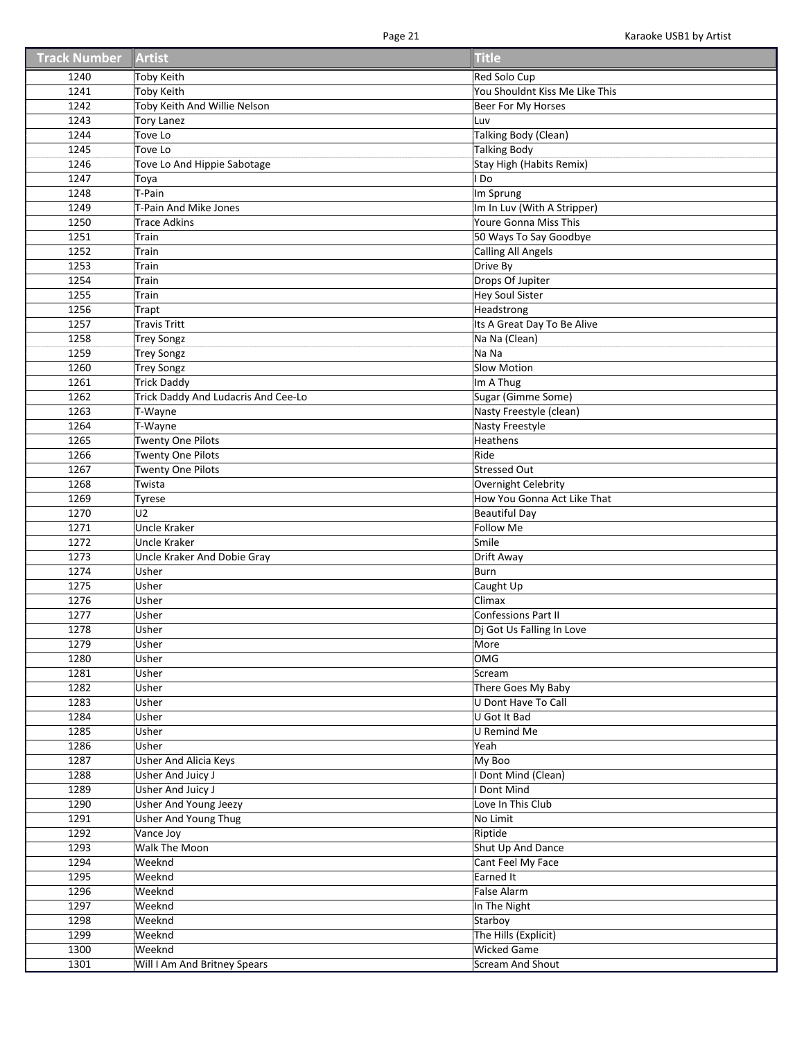| Track Number | Artist | Title |
| --- | --- | --- |
| 1240 | Toby Keith | Red Solo Cup |
| 1241 | Toby Keith | You Shouldnt Kiss Me Like This |
| 1242 | Toby Keith And Willie Nelson | Beer For My Horses |
| 1243 | Tory Lanez | Luv |
| 1244 | Tove Lo | Talking Body (Clean) |
| 1245 | Tove Lo | Talking Body |
| 1246 | Tove Lo And Hippie Sabotage | Stay High (Habits Remix) |
| 1247 | Toya | I Do |
| 1248 | T-Pain | Im Sprung |
| 1249 | T-Pain And Mike Jones | Im In Luv (With A Stripper) |
| 1250 | Trace Adkins | Youre Gonna Miss This |
| 1251 | Train | 50 Ways To Say Goodbye |
| 1252 | Train | Calling All Angels |
| 1253 | Train | Drive By |
| 1254 | Train | Drops Of Jupiter |
| 1255 | Train | Hey Soul Sister |
| 1256 | Trapt | Headstrong |
| 1257 | Travis Tritt | Its A Great Day To Be Alive |
| 1258 | Trey Songz | Na Na (Clean) |
| 1259 | Trey Songz | Na Na |
| 1260 | Trey Songz | Slow Motion |
| 1261 | Trick Daddy | Im A Thug |
| 1262 | Trick Daddy And Ludacris And Cee-Lo | Sugar (Gimme Some) |
| 1263 | T-Wayne | Nasty Freestyle (clean) |
| 1264 | T-Wayne | Nasty Freestyle |
| 1265 | Twenty One Pilots | Heathens |
| 1266 | Twenty One Pilots | Ride |
| 1267 | Twenty One Pilots | Stressed Out |
| 1268 | Twista | Overnight Celebrity |
| 1269 | Tyrese | How You Gonna Act Like That |
| 1270 | U2 | Beautiful Day |
| 1271 | Uncle Kraker | Follow Me |
| 1272 | Uncle Kraker | Smile |
| 1273 | Uncle Kraker And Dobie Gray | Drift Away |
| 1274 | Usher | Burn |
| 1275 | Usher | Caught Up |
| 1276 | Usher | Climax |
| 1277 | Usher | Confessions Part II |
| 1278 | Usher | Dj Got Us Falling In Love |
| 1279 | Usher | More |
| 1280 | Usher | OMG |
| 1281 | Usher | Scream |
| 1282 | Usher | There Goes My Baby |
| 1283 | Usher | U Dont Have To Call |
| 1284 | Usher | U Got It Bad |
| 1285 | Usher | U Remind Me |
| 1286 | Usher | Yeah |
| 1287 | Usher And Alicia Keys | My Boo |
| 1288 | Usher And Juicy J | I Dont Mind (Clean) |
| 1289 | Usher And Juicy J | I Dont Mind |
| 1290 | Usher And Young Jeezy | Love In This Club |
| 1291 | Usher And Young Thug | No Limit |
| 1292 | Vance Joy | Riptide |
| 1293 | Walk The Moon | Shut Up And Dance |
| 1294 | Weeknd | Cant Feel My Face |
| 1295 | Weeknd | Earned It |
| 1296 | Weeknd | False Alarm |
| 1297 | Weeknd | In The Night |
| 1298 | Weeknd | Starboy |
| 1299 | Weeknd | The Hills (Explicit) |
| 1300 | Weeknd | Wicked Game |
| 1301 | Will I Am And Britney Spears | Scream And Shout |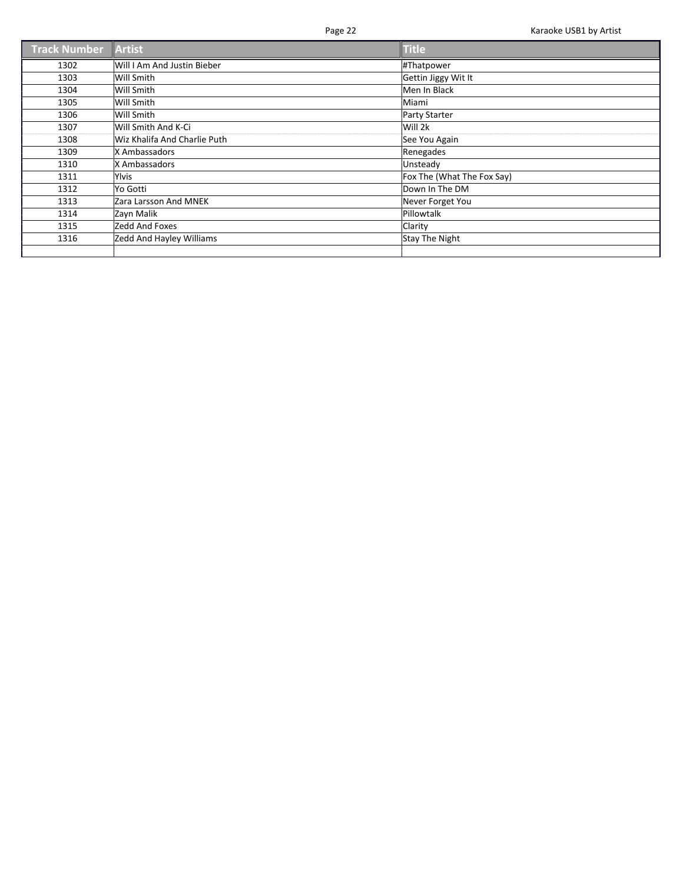| Track Number | Artist | Title |
|---|---|---|
| 1302 | Will I Am And Justin Bieber | #Thatpower |
| 1303 | Will Smith | Gettin Jiggy Wit It |
| 1304 | Will Smith | Men In Black |
| 1305 | Will Smith | Miami |
| 1306 | Will Smith | Party Starter |
| 1307 | Will Smith And K-Ci | Will 2k |
| 1308 | Wiz Khalifa And Charlie Puth | See You Again |
| 1309 | X Ambassadors | Renegades |
| 1310 | X Ambassadors | Unsteady |
| 1311 | Ylvis | Fox The (What The Fox Say) |
| 1312 | Yo Gotti | Down In The DM |
| 1313 | Zara Larsson And MNEK | Never Forget You |
| 1314 | Zayn Malik | Pillowtalk |
| 1315 | Zedd And Foxes | Clarity |
| 1316 | Zedd And Hayley Williams | Stay The Night |
| | | |